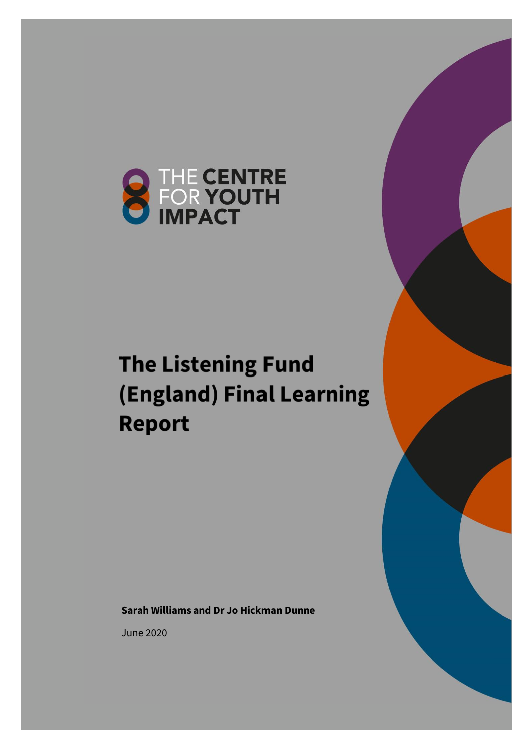THE CENTRE FOR YOUTH IMPACT

# The Listening Fund (England) Final Learning Report

**Sarah Williams and Dr Jo Hickman Dunne**

June 2020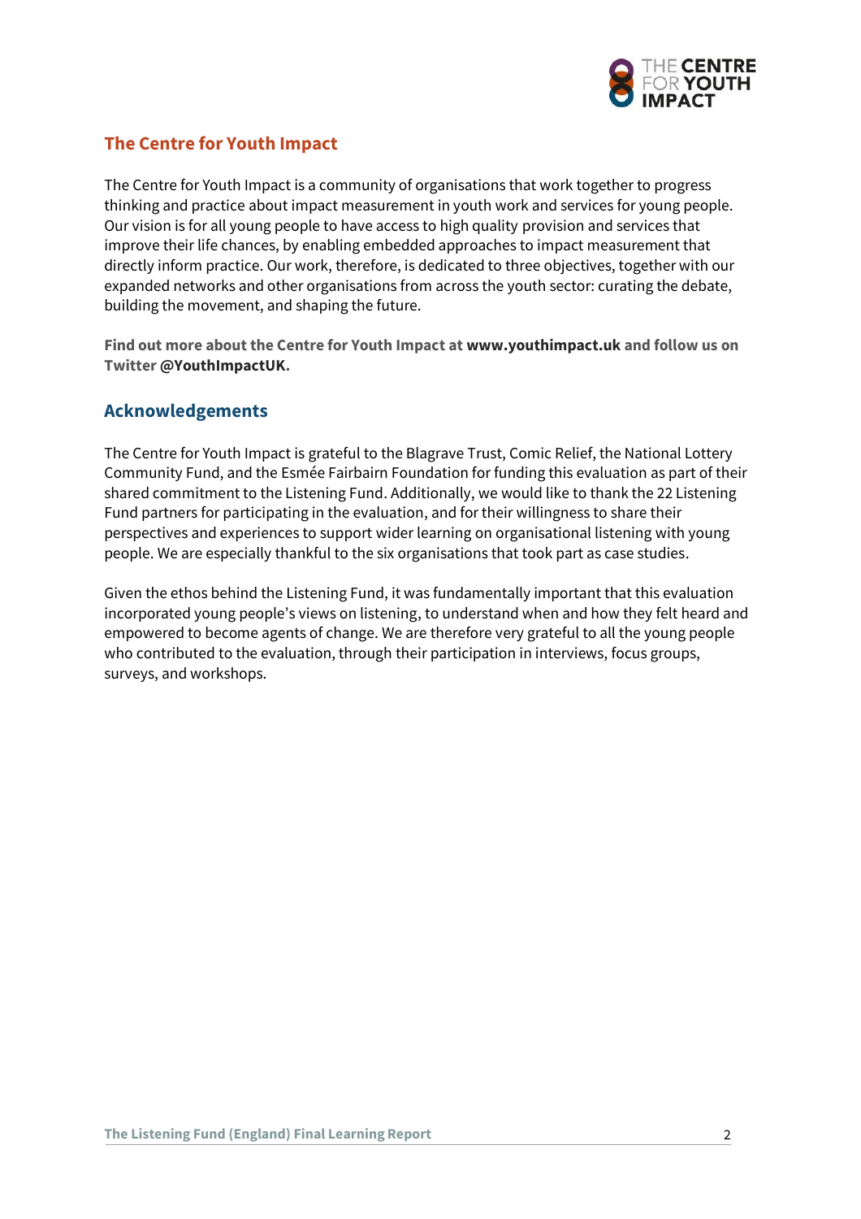## The Centre for Youth Impact

The Centre for Youth Impact is a community of organisations that work together to progress thinking and practice about impact measurement in youth work and services for young people. Our vision is for all young people to have access to high quality provision and services that improve their life chances, by enabling embedded approaches to impact measurement that directly inform practice. Our work, therefore, is dedicated to three objectives, together with our expanded networks and other organisations from across the youth sector: curating the debate, building the movement, and shaping the future.

**Find out more about the Centre for Youth Impact at www.youthimpact.uk and follow us on Twitter @YouthImpactUK.**

## Acknowledgements

The Centre for Youth Impact is grateful to the Blagrave Trust, Comic Relief, the National Lottery Community Fund, and the Esmée Fairbairn Foundation for funding this evaluation as part of their shared commitment to the Listening Fund. Additionally, we would like to thank the 22 Listening Fund partners for participating in the evaluation, and for their willingness to share their perspectives and experiences to support wider learning on organisational listening with young people. We are especially thankful to the six organisations that took part as case studies.

Given the ethos behind the Listening Fund, it was fundamentally important that this evaluation incorporated young people's views on listening, to understand when and how they felt heard and empowered to become agents of change. We are therefore very grateful to all the young people who contributed to the evaluation, through their participation in interviews, focus groups, surveys, and workshops.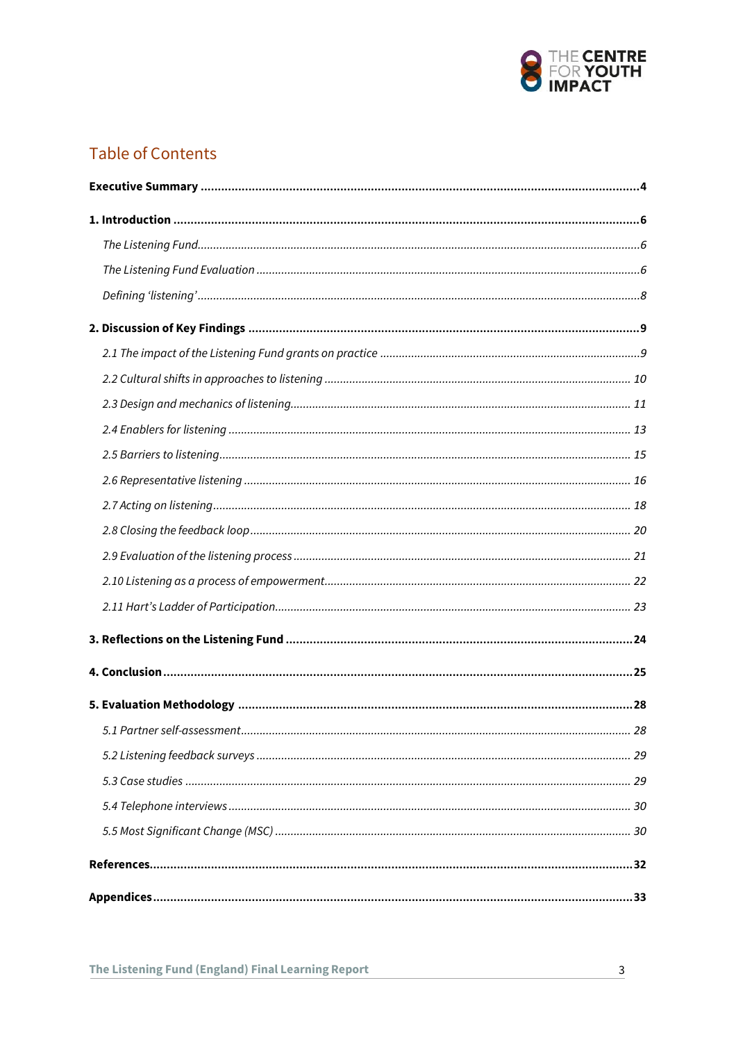## Table of Contents

**Executive Summary** .... **4**

**1. Introduction** .... **6**

*The Listening Fund* .... *6*

*The Listening Fund Evaluation* .... *6*

*Defining 'listening'* .... *8*

**2. Discussion of Key Findings** .... **9**

*2.1 The impact of the Listening Fund grants on practice* .... *9*

*2.2 Cultural shifts in approaches to listening* .... *10*

*2.3 Design and mechanics of listening* .... *11*

*2.4 Enablers for listening* .... *13*

*2.5 Barriers to listening* .... *15*

*2.6 Representative listening* .... *16*

*2.7 Acting on listening* .... *18*

*2.8 Closing the feedback loop* .... *20*

*2.9 Evaluation of the listening process* .... *21*

*2.10 Listening as a process of empowerment* .... *22*

*2.11 Hart's Ladder of Participation* .... *23*

**3. Reflections on the Listening Fund** .... **24**

**4. Conclusion** .... **25**

**5. Evaluation Methodology** .... **28**

*5.1 Partner self-assessment* .... *28*

*5.2 Listening feedback surveys* .... *29*

*5.3 Case studies* .... *29*

*5.4 Telephone interviews* .... *30*

*5.5 Most Significant Change (MSC)* .... *30*

**References** .... **32**

**Appendices** .... **33**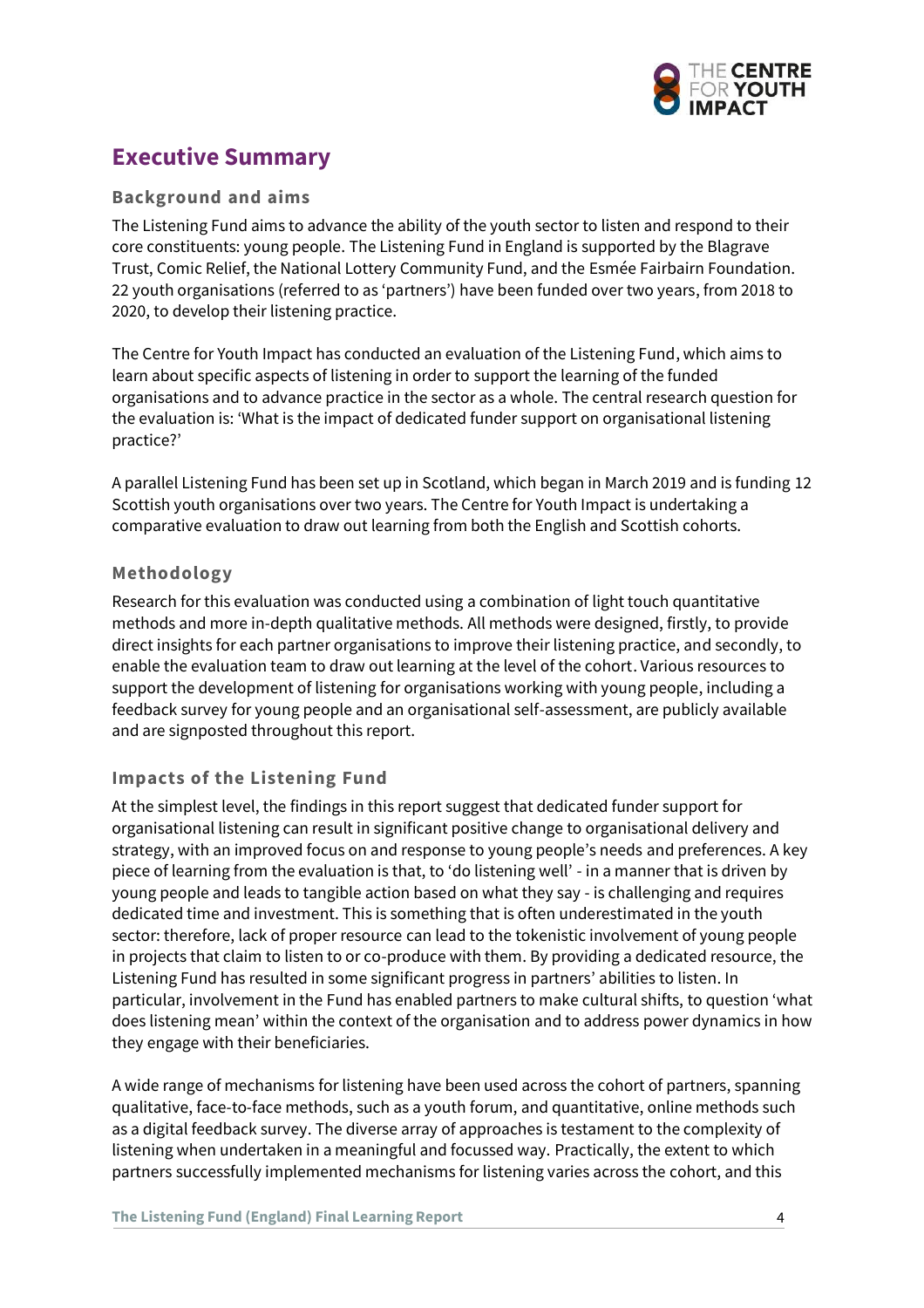## Executive Summary

### Background and aims

The Listening Fund aims to advance the ability of the youth sector to listen and respond to their core constituents: young people. The Listening Fund in England is supported by the Blagrave Trust, Comic Relief, the National Lottery Community Fund, and the Esmée Fairbairn Foundation. 22 youth organisations (referred to as 'partners') have been funded over two years, from 2018 to 2020, to develop their listening practice.

The Centre for Youth Impact has conducted an evaluation of the Listening Fund, which aims to learn about specific aspects of listening in order to support the learning of the funded organisations and to advance practice in the sector as a whole. The central research question for the evaluation is: 'What is the impact of dedicated funder support on organisational listening practice?'

A parallel Listening Fund has been set up in Scotland, which began in March 2019 and is funding 12 Scottish youth organisations over two years. The Centre for Youth Impact is undertaking a comparative evaluation to draw out learning from both the English and Scottish cohorts.

### Methodology

Research for this evaluation was conducted using a combination of light touch quantitative methods and more in-depth qualitative methods. All methods were designed, firstly, to provide direct insights for each partner organisations to improve their listening practice, and secondly, to enable the evaluation team to draw out learning at the level of the cohort. Various resources to support the development of listening for organisations working with young people, including a feedback survey for young people and an organisational self-assessment, are publicly available and are signposted throughout this report.

### Impacts of the Listening Fund

At the simplest level, the findings in this report suggest that dedicated funder support for organisational listening can result in significant positive change to organisational delivery and strategy, with an improved focus on and response to young people's needs and preferences. A key piece of learning from the evaluation is that, to 'do listening well' - in a manner that is driven by young people and leads to tangible action based on what they say - is challenging and requires dedicated time and investment. This is something that is often underestimated in the youth sector: therefore, lack of proper resource can lead to the tokenistic involvement of young people in projects that claim to listen to or co-produce with them. By providing a dedicated resource, the Listening Fund has resulted in some significant progress in partners' abilities to listen. In particular, involvement in the Fund has enabled partners to make cultural shifts, to question 'what does listening mean' within the context of the organisation and to address power dynamics in how they engage with their beneficiaries.

A wide range of mechanisms for listening have been used across the cohort of partners, spanning qualitative, face-to-face methods, such as a youth forum, and quantitative, online methods such as a digital feedback survey. The diverse array of approaches is testament to the complexity of listening when undertaken in a meaningful and focussed way. Practically, the extent to which partners successfully implemented mechanisms for listening varies across the cohort, and this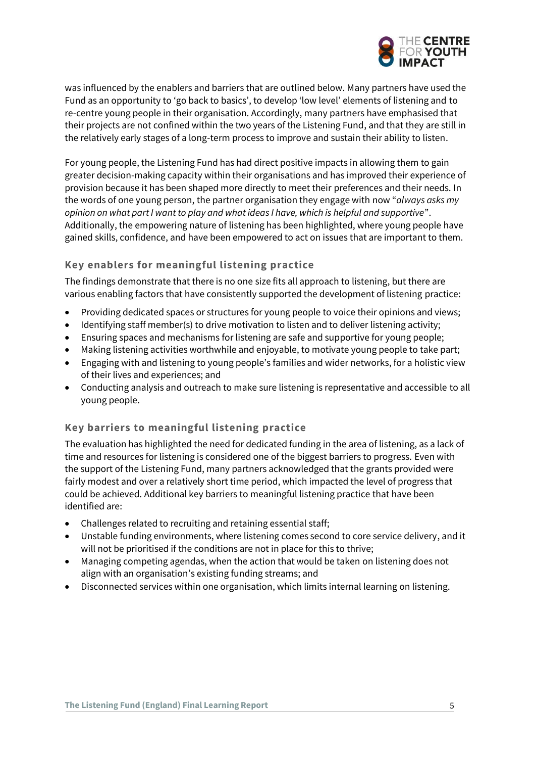was influenced by the enablers and barriers that are outlined below. Many partners have used the Fund as an opportunity to 'go back to basics', to develop 'low level' elements of listening and to re-centre young people in their organisation. Accordingly, many partners have emphasised that their projects are not confined within the two years of the Listening Fund, and that they are still in the relatively early stages of a long-term process to improve and sustain their ability to listen.

For young people, the Listening Fund has had direct positive impacts in allowing them to gain greater decision-making capacity within their organisations and has improved their experience of provision because it has been shaped more directly to meet their preferences and their needs. In the words of one young person, the partner organisation they engage with now "*always asks my opinion on what part I want to play and what ideas I have, which is helpful and supportive*". Additionally, the empowering nature of listening has been highlighted, where young people have gained skills, confidence, and have been empowered to act on issues that are important to them.

### Key enablers for meaningful listening practice

The findings demonstrate that there is no one size fits all approach to listening, but there are various enabling factors that have consistently supported the development of listening practice:

- Providing dedicated spaces or structures for young people to voice their opinions and views;
- Identifying staff member(s) to drive motivation to listen and to deliver listening activity;
- Ensuring spaces and mechanisms for listening are safe and supportive for young people;
- Making listening activities worthwhile and enjoyable, to motivate young people to take part;
- Engaging with and listening to young people's families and wider networks, for a holistic view of their lives and experiences; and
- Conducting analysis and outreach to make sure listening is representative and accessible to all young people.

### Key barriers to meaningful listening practice

The evaluation has highlighted the need for dedicated funding in the area of listening, as a lack of time and resources for listening is considered one of the biggest barriers to progress. Even with the support of the Listening Fund, many partners acknowledged that the grants provided were fairly modest and over a relatively short time period, which impacted the level of progress that could be achieved. Additional key barriers to meaningful listening practice that have been identified are:

- Challenges related to recruiting and retaining essential staff;
- Unstable funding environments, where listening comes second to core service delivery, and it will not be prioritised if the conditions are not in place for this to thrive;
- Managing competing agendas, when the action that would be taken on listening does not align with an organisation's existing funding streams; and
- Disconnected services within one organisation, which limits internal learning on listening.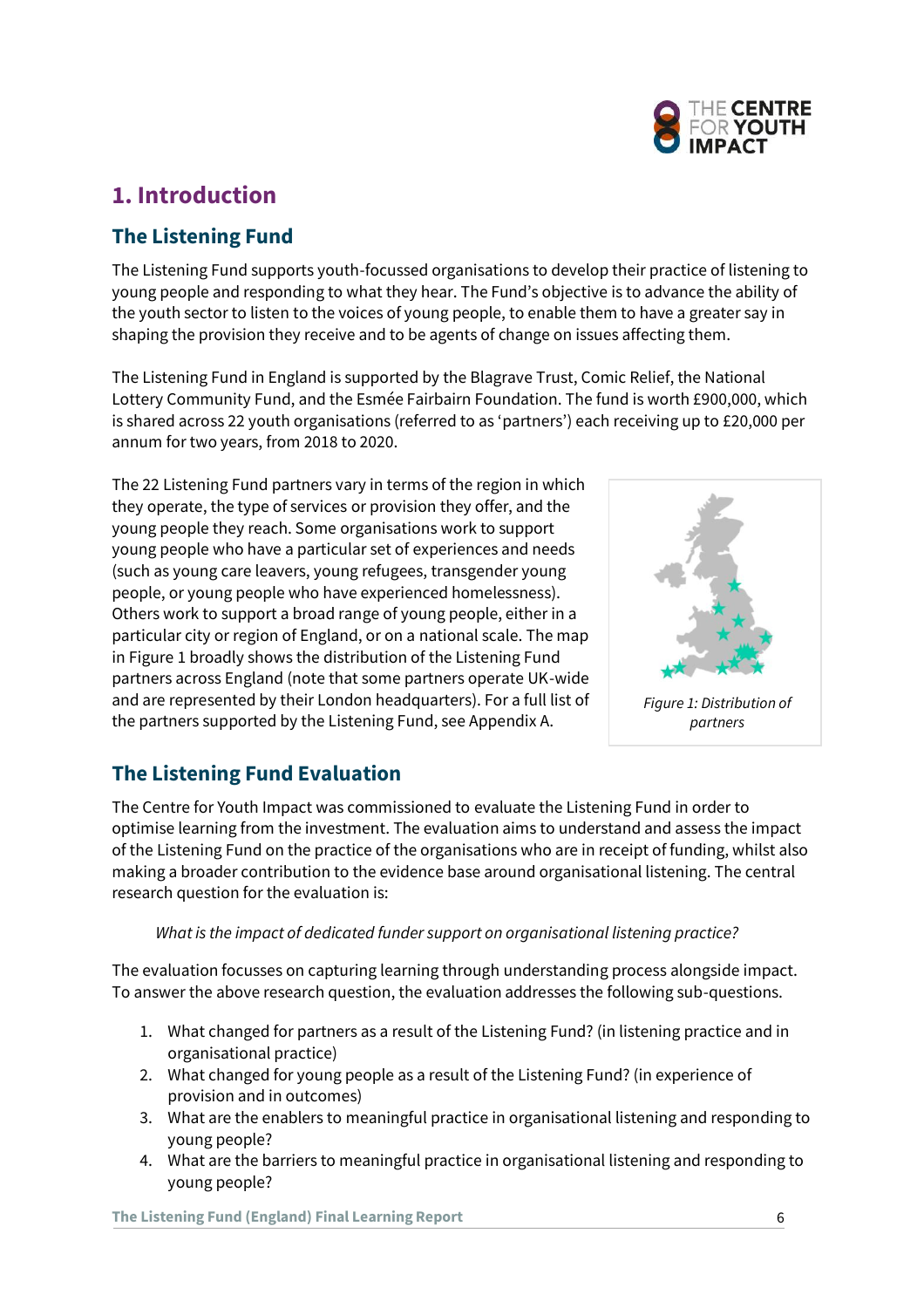## 1. Introduction

### The Listening Fund

The Listening Fund supports youth-focussed organisations to develop their practice of listening to young people and responding to what they hear. The Fund's objective is to advance the ability of the youth sector to listen to the voices of young people, to enable them to have a greater say in shaping the provision they receive and to be agents of change on issues affecting them.

The Listening Fund in England is supported by the Blagrave Trust, Comic Relief, the National Lottery Community Fund, and the Esmée Fairbairn Foundation. The fund is worth £900,000, which is shared across 22 youth organisations (referred to as 'partners') each receiving up to £20,000 per annum for two years, from 2018 to 2020.

The 22 Listening Fund partners vary in terms of the region in which they operate, the type of services or provision they offer, and the young people they reach. Some organisations work to support young people who have a particular set of experiences and needs (such as young care leavers, young refugees, transgender young people, or young people who have experienced homelessness). Others work to support a broad range of young people, either in a particular city or region of England, or on a national scale. The map in Figure 1 broadly shows the distribution of the Listening Fund partners across England (note that some partners operate UK-wide and are represented by their London headquarters). For a full list of the partners supported by the Listening Fund, see Appendix A.

*Figure 1: Distribution of partners*

### The Listening Fund Evaluation

The Centre for Youth Impact was commissioned to evaluate the Listening Fund in order to optimise learning from the investment. The evaluation aims to understand and assess the impact of the Listening Fund on the practice of the organisations who are in receipt of funding, whilst also making a broader contribution to the evidence base around organisational listening. The central research question for the evaluation is:

> *What is the impact of dedicated funder support on organisational listening practice?*

The evaluation focusses on capturing learning through understanding process alongside impact. To answer the above research question, the evaluation addresses the following sub-questions.

1. What changed for partners as a result of the Listening Fund? (in listening practice and in organisational practice)
2. What changed for young people as a result of the Listening Fund? (in experience of provision and in outcomes)
3. What are the enablers to meaningful practice in organisational listening and responding to young people?
4. What are the barriers to meaningful practice in organisational listening and responding to young people?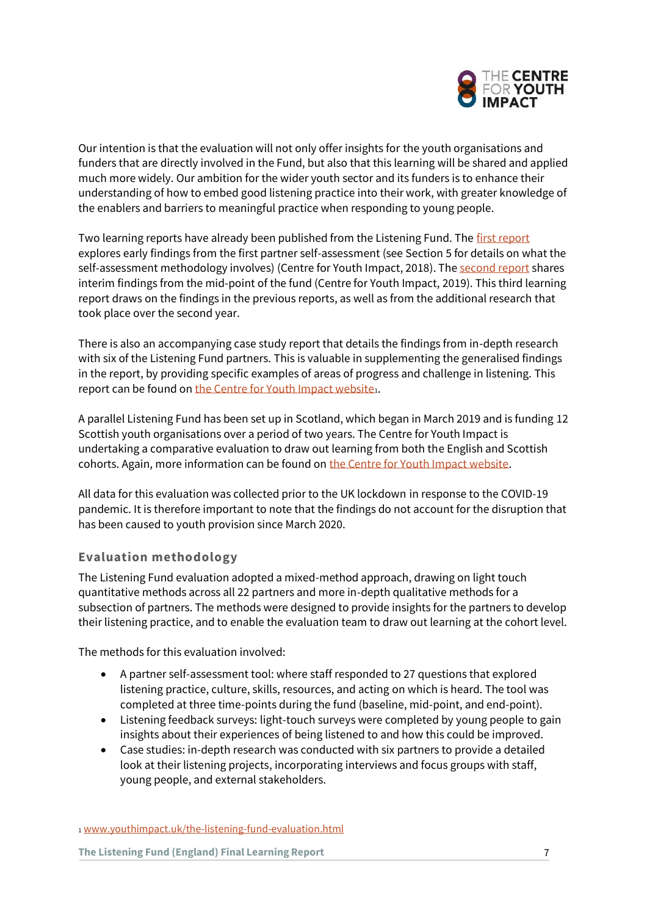Our intention is that the evaluation will not only offer insights for the youth organisations and funders that are directly involved in the Fund, but also that this learning will be shared and applied much more widely. Our ambition for the wider youth sector and its funders is to enhance their understanding of how to embed good listening practice into their work, with greater knowledge of the enablers and barriers to meaningful practice when responding to young people.

Two learning reports have already been published from the Listening Fund. The first report explores early findings from the first partner self-assessment (see Section 5 for details on what the self-assessment methodology involves) (Centre for Youth Impact, 2018). The second report shares interim findings from the mid-point of the fund (Centre for Youth Impact, 2019). This third learning report draws on the findings in the previous reports, as well as from the additional research that took place over the second year.

There is also an accompanying case study report that details the findings from in-depth research with six of the Listening Fund partners. This is valuable in supplementing the generalised findings in the report, by providing specific examples of areas of progress and challenge in listening. This report can be found on the Centre for Youth Impact website[1].

A parallel Listening Fund has been set up in Scotland, which began in March 2019 and is funding 12 Scottish youth organisations over a period of two years. The Centre for Youth Impact is undertaking a comparative evaluation to draw out learning from both the English and Scottish cohorts. Again, more information can be found on the Centre for Youth Impact website.

All data for this evaluation was collected prior to the UK lockdown in response to the COVID-19 pandemic. It is therefore important to note that the findings do not account for the disruption that has been caused to youth provision since March 2020.

### Evaluation methodology

The Listening Fund evaluation adopted a mixed-method approach, drawing on light touch quantitative methods across all 22 partners and more in-depth qualitative methods for a subsection of partners. The methods were designed to provide insights for the partners to develop their listening practice, and to enable the evaluation team to draw out learning at the cohort level.

The methods for this evaluation involved:

- A partner self-assessment tool: where staff responded to 27 questions that explored listening practice, culture, skills, resources, and acting on which is heard. The tool was completed at three time-points during the fund (baseline, mid-point, and end-point).
- Listening feedback surveys: light-touch surveys were completed by young people to gain insights about their experiences of being listened to and how this could be improved.
- Case studies: in-depth research was conducted with six partners to provide a detailed look at their listening projects, incorporating interviews and focus groups with staff, young people, and external stakeholders.

[1] www.youthimpact.uk/the-listening-fund-evaluation.html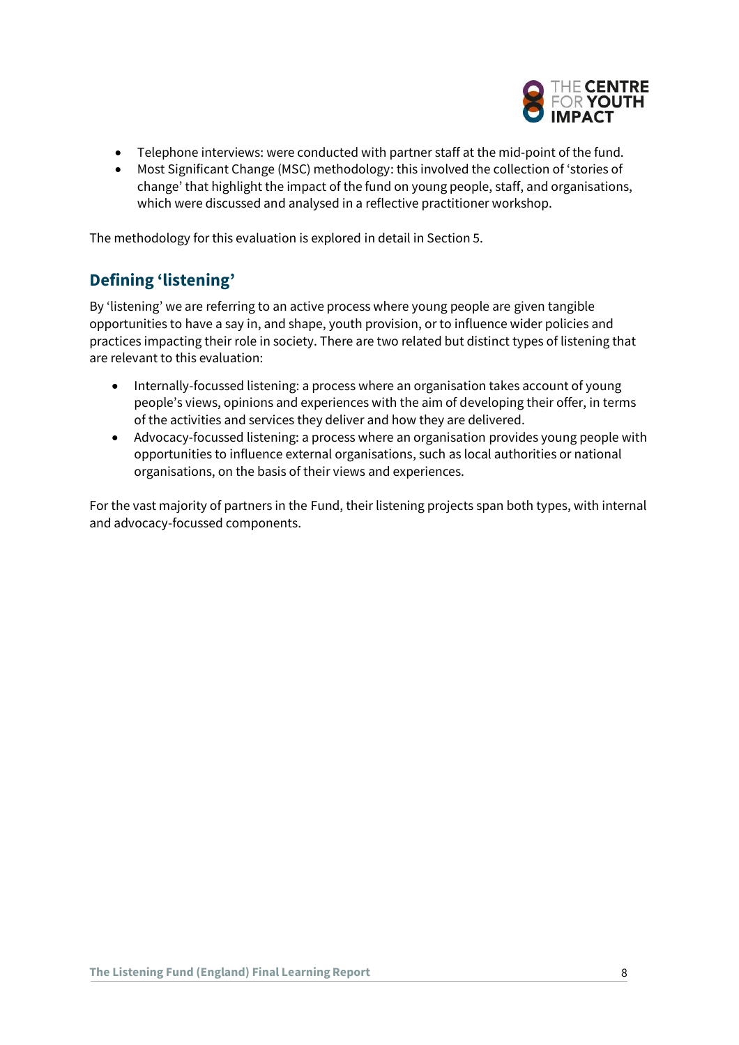- Telephone interviews: were conducted with partner staff at the mid-point of the fund.
- Most Significant Change (MSC) methodology: this involved the collection of 'stories of change' that highlight the impact of the fund on young people, staff, and organisations, which were discussed and analysed in a reflective practitioner workshop.

The methodology for this evaluation is explored in detail in Section 5.

## Defining 'listening'

By 'listening' we are referring to an active process where young people are given tangible opportunities to have a say in, and shape, youth provision, or to influence wider policies and practices impacting their role in society. There are two related but distinct types of listening that are relevant to this evaluation:

- Internally-focussed listening: a process where an organisation takes account of young people's views, opinions and experiences with the aim of developing their offer, in terms of the activities and services they deliver and how they are delivered.
- Advocacy-focussed listening: a process where an organisation provides young people with opportunities to influence external organisations, such as local authorities or national organisations, on the basis of their views and experiences.

For the vast majority of partners in the Fund, their listening projects span both types, with internal and advocacy-focussed components.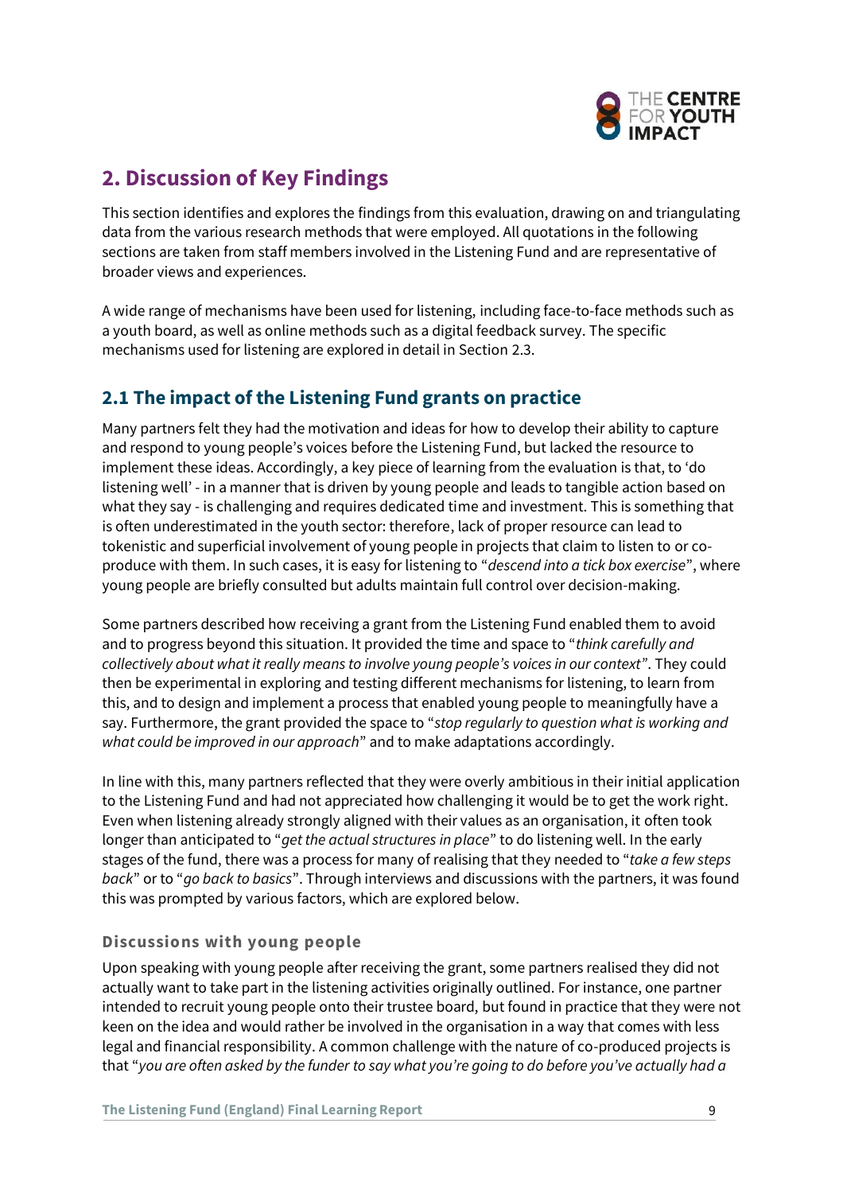## 2. Discussion of Key Findings

This section identifies and explores the findings from this evaluation, drawing on and triangulating data from the various research methods that were employed. All quotations in the following sections are taken from staff members involved in the Listening Fund and are representative of broader views and experiences.

A wide range of mechanisms have been used for listening, including face-to-face methods such as a youth board, as well as online methods such as a digital feedback survey. The specific mechanisms used for listening are explored in detail in Section 2.3.

### 2.1 The impact of the Listening Fund grants on practice

Many partners felt they had the motivation and ideas for how to develop their ability to capture and respond to young people's voices before the Listening Fund, but lacked the resource to implement these ideas. Accordingly, a key piece of learning from the evaluation is that, to 'do listening well' - in a manner that is driven by young people and leads to tangible action based on what they say - is challenging and requires dedicated time and investment. This is something that is often underestimated in the youth sector: therefore, lack of proper resource can lead to tokenistic and superficial involvement of young people in projects that claim to listen to or co-produce with them. In such cases, it is easy for listening to "*descend into a tick box exercise*", where young people are briefly consulted but adults maintain full control over decision-making.

Some partners described how receiving a grant from the Listening Fund enabled them to avoid and to progress beyond this situation. It provided the time and space to "*think carefully and collectively about what it really means to involve young people's voices in our context*". They could then be experimental in exploring and testing different mechanisms for listening, to learn from this, and to design and implement a process that enabled young people to meaningfully have a say. Furthermore, the grant provided the space to "*stop regularly to question what is working and what could be improved in our approach*" and to make adaptations accordingly.

In line with this, many partners reflected that they were overly ambitious in their initial application to the Listening Fund and had not appreciated how challenging it would be to get the work right. Even when listening already strongly aligned with their values as an organisation, it often took longer than anticipated to "*get the actual structures in place*" to do listening well. In the early stages of the fund, there was a process for many of realising that they needed to "*take a few steps back*" or to "*go back to basics*". Through interviews and discussions with the partners, it was found this was prompted by various factors, which are explored below.

#### Discussions with young people

Upon speaking with young people after receiving the grant, some partners realised they did not actually want to take part in the listening activities originally outlined. For instance, one partner intended to recruit young people onto their trustee board, but found in practice that they were not keen on the idea and would rather be involved in the organisation in a way that comes with less legal and financial responsibility. A common challenge with the nature of co-produced projects is that "*you are often asked by the funder to say what you're going to do before you've actually had a*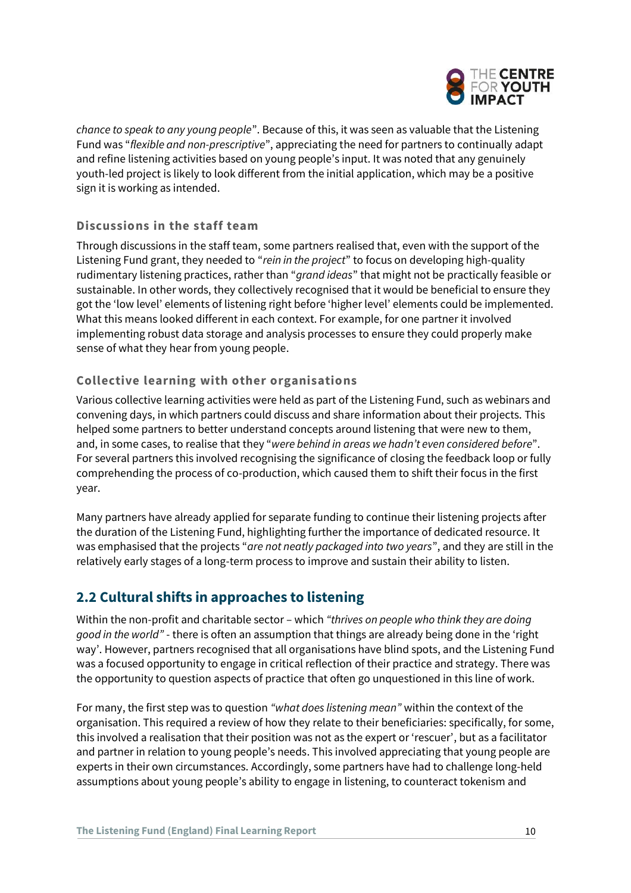*chance to speak to any young people*". Because of this, it was seen as valuable that the Listening Fund was "*flexible and non-prescriptive*", appreciating the need for partners to continually adapt and refine listening activities based on young people's input. It was noted that any genuinely youth-led project is likely to look different from the initial application, which may be a positive sign it is working as intended.

### Discussions in the staff team

Through discussions in the staff team, some partners realised that, even with the support of the Listening Fund grant, they needed to "*rein in the project*" to focus on developing high-quality rudimentary listening practices, rather than "*grand ideas*" that might not be practically feasible or sustainable. In other words, they collectively recognised that it would be beneficial to ensure they got the 'low level' elements of listening right before 'higher level' elements could be implemented. What this means looked different in each context. For example, for one partner it involved implementing robust data storage and analysis processes to ensure they could properly make sense of what they hear from young people.

### Collective learning with other organisations

Various collective learning activities were held as part of the Listening Fund, such as webinars and convening days, in which partners could discuss and share information about their projects. This helped some partners to better understand concepts around listening that were new to them, and, in some cases, to realise that they "*were behind in areas we hadn't even considered before*". For several partners this involved recognising the significance of closing the feedback loop or fully comprehending the process of co-production, which caused them to shift their focus in the first year.

Many partners have already applied for separate funding to continue their listening projects after the duration of the Listening Fund, highlighting further the importance of dedicated resource. It was emphasised that the projects "*are not neatly packaged into two years*", and they are still in the relatively early stages of a long-term process to improve and sustain their ability to listen.

## 2.2 Cultural shifts in approaches to listening

Within the non-profit and charitable sector – which *"thrives on people who think they are doing good in the world"* - there is often an assumption that things are already being done in the 'right way'. However, partners recognised that all organisations have blind spots, and the Listening Fund was a focused opportunity to engage in critical reflection of their practice and strategy. There was the opportunity to question aspects of practice that often go unquestioned in this line of work.

For many, the first step was to question *"what does listening mean"* within the context of the organisation. This required a review of how they relate to their beneficiaries: specifically, for some, this involved a realisation that their position was not as the expert or 'rescuer', but as a facilitator and partner in relation to young people's needs. This involved appreciating that young people are experts in their own circumstances. Accordingly, some partners have had to challenge long-held assumptions about young people's ability to engage in listening, to counteract tokenism and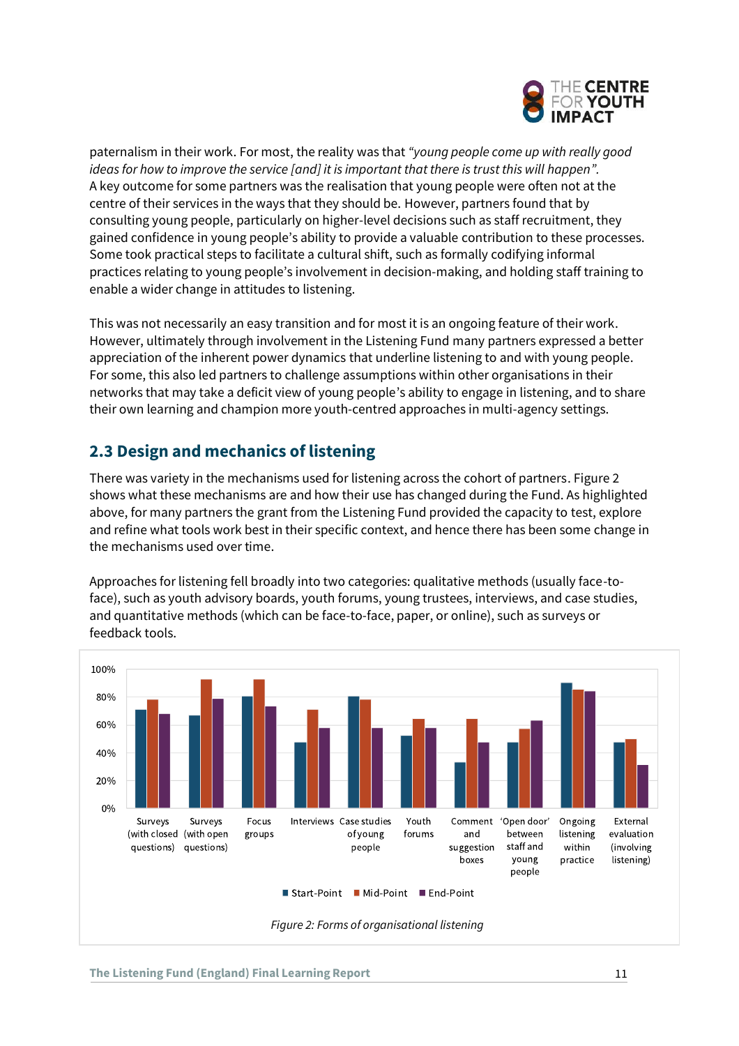paternalism in their work. For most, the reality was that *"young people come up with really good ideas for how to improve the service [and] it is important that there is trust this will happen".* A key outcome for some partners was the realisation that young people were often not at the centre of their services in the ways that they should be. However, partners found that by consulting young people, particularly on higher-level decisions such as staff recruitment, they gained confidence in young people's ability to provide a valuable contribution to these processes. Some took practical steps to facilitate a cultural shift, such as formally codifying informal practices relating to young people's involvement in decision-making, and holding staff training to enable a wider change in attitudes to listening.

This was not necessarily an easy transition and for most it is an ongoing feature of their work. However, ultimately through involvement in the Listening Fund many partners expressed a better appreciation of the inherent power dynamics that underline listening to and with young people. For some, this also led partners to challenge assumptions within other organisations in their networks that may take a deficit view of young people's ability to engage in listening, and to share their own learning and champion more youth-centred approaches in multi-agency settings.

## 2.3 Design and mechanics of listening

There was variety in the mechanisms used for listening across the cohort of partners. Figure 2 shows what these mechanisms are and how their use has changed during the Fund. As highlighted above, for many partners the grant from the Listening Fund provided the capacity to test, explore and refine what tools work best in their specific context, and hence there has been some change in the mechanisms used over time.

Approaches for listening fell broadly into two categories: qualitative methods (usually face-to-face), such as youth advisory boards, youth forums, young trustees, interviews, and case studies, and quantitative methods (which can be face-to-face, paper, or online), such as surveys or feedback tools.

*Figure 2: Forms of organisational listening*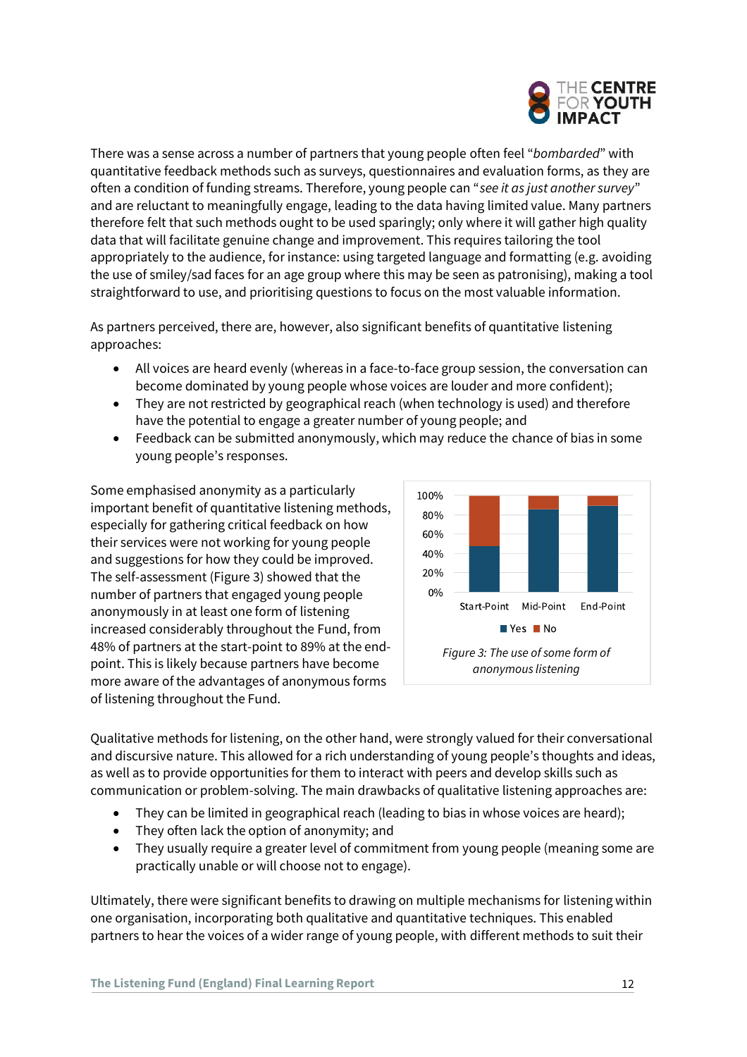There was a sense across a number of partners that young people often feel "*bombarded*" with quantitative feedback methods such as surveys, questionnaires and evaluation forms, as they are often a condition of funding streams. Therefore, young people can "*see it as just another survey*" and are reluctant to meaningfully engage, leading to the data having limited value. Many partners therefore felt that such methods ought to be used sparingly; only where it will gather high quality data that will facilitate genuine change and improvement. This requires tailoring the tool appropriately to the audience, for instance: using targeted language and formatting (e.g. avoiding the use of smiley/sad faces for an age group where this may be seen as patronising), making a tool straightforward to use, and prioritising questions to focus on the most valuable information.

As partners perceived, there are, however, also significant benefits of quantitative listening approaches:

- All voices are heard evenly (whereas in a face-to-face group session, the conversation can become dominated by young people whose voices are louder and more confident);
- They are not restricted by geographical reach (when technology is used) and therefore have the potential to engage a greater number of young people; and
- Feedback can be submitted anonymously, which may reduce the chance of bias in some young people's responses.

Some emphasised anonymity as a particularly important benefit of quantitative listening methods, especially for gathering critical feedback on how their services were not working for young people and suggestions for how they could be improved. The self-assessment (Figure 3) showed that the number of partners that engaged young people anonymously in at least one form of listening increased considerably throughout the Fund, from 48% of partners at the start-point to 89% at the end-point. This is likely because partners have become more aware of the advantages of anonymous forms of listening throughout the Fund.

*Figure 3: The use of some form of anonymous listening*

Qualitative methods for listening, on the other hand, were strongly valued for their conversational and discursive nature. This allowed for a rich understanding of young people's thoughts and ideas, as well as to provide opportunities for them to interact with peers and develop skills such as communication or problem-solving. The main drawbacks of qualitative listening approaches are:

- They can be limited in geographical reach (leading to bias in whose voices are heard);
- They often lack the option of anonymity; and
- They usually require a greater level of commitment from young people (meaning some are practically unable or will choose not to engage).

Ultimately, there were significant benefits to drawing on multiple mechanisms for listening within one organisation, incorporating both qualitative and quantitative techniques. This enabled partners to hear the voices of a wider range of young people, with different methods to suit their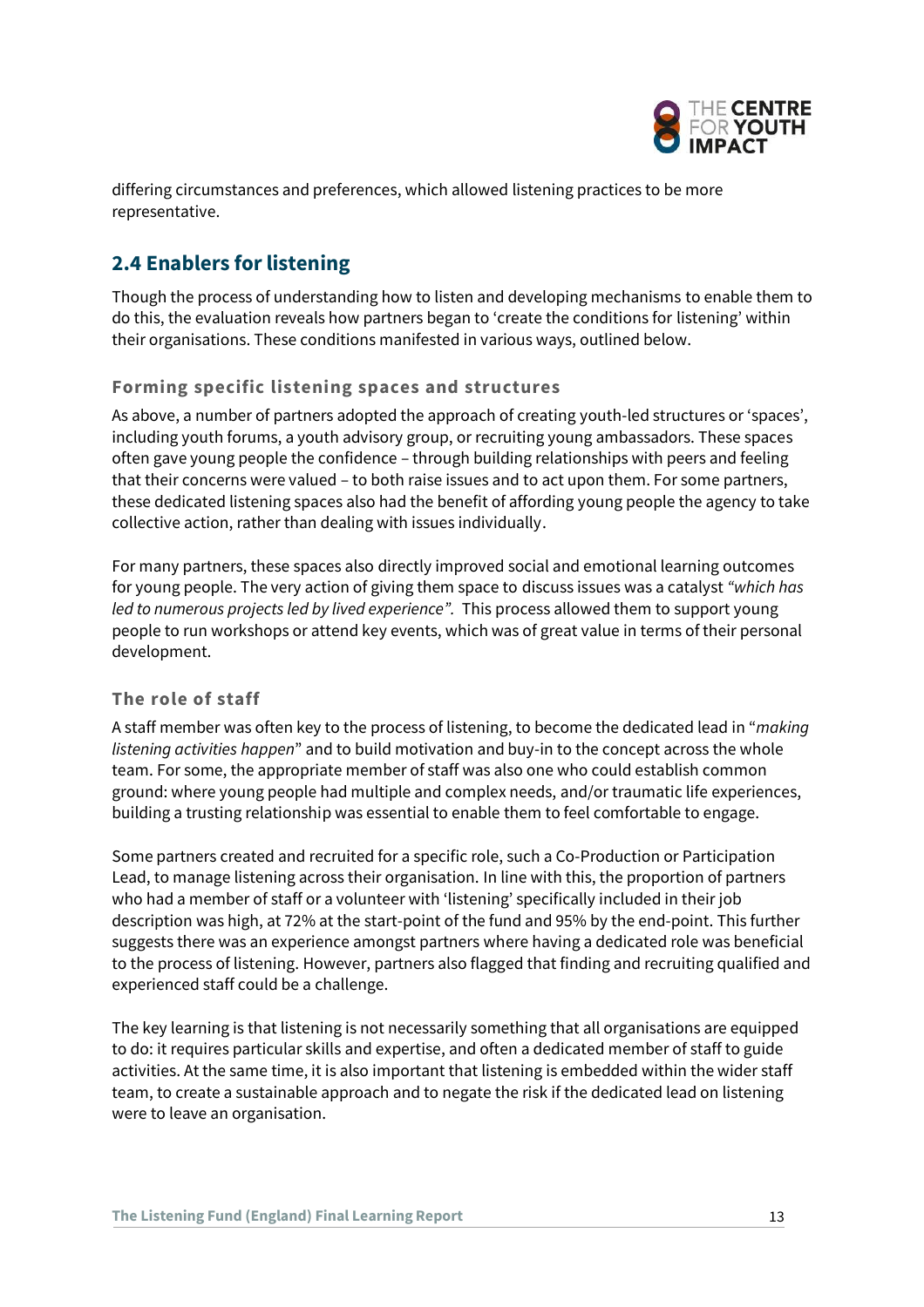differing circumstances and preferences, which allowed listening practices to be more representative.

## 2.4 Enablers for listening

Though the process of understanding how to listen and developing mechanisms to enable them to do this, the evaluation reveals how partners began to 'create the conditions for listening' within their organisations. These conditions manifested in various ways, outlined below.

### Forming specific listening spaces and structures

As above, a number of partners adopted the approach of creating youth-led structures or 'spaces', including youth forums, a youth advisory group, or recruiting young ambassadors. These spaces often gave young people the confidence – through building relationships with peers and feeling that their concerns were valued – to both raise issues and to act upon them. For some partners, these dedicated listening spaces also had the benefit of affording young people the agency to take collective action, rather than dealing with issues individually.

For many partners, these spaces also directly improved social and emotional learning outcomes for young people. The very action of giving them space to discuss issues was a catalyst *"which has led to numerous projects led by lived experience".* This process allowed them to support young people to run workshops or attend key events, which was of great value in terms of their personal development.

### The role of staff

A staff member was often key to the process of listening, to become the dedicated lead in "*making listening activities happen*" and to build motivation and buy-in to the concept across the whole team. For some, the appropriate member of staff was also one who could establish common ground: where young people had multiple and complex needs, and/or traumatic life experiences, building a trusting relationship was essential to enable them to feel comfortable to engage.

Some partners created and recruited for a specific role, such a Co-Production or Participation Lead, to manage listening across their organisation. In line with this, the proportion of partners who had a member of staff or a volunteer with 'listening' specifically included in their job description was high, at 72% at the start-point of the fund and 95% by the end-point. This further suggests there was an experience amongst partners where having a dedicated role was beneficial to the process of listening. However, partners also flagged that finding and recruiting qualified and experienced staff could be a challenge.

The key learning is that listening is not necessarily something that all organisations are equipped to do: it requires particular skills and expertise, and often a dedicated member of staff to guide activities. At the same time, it is also important that listening is embedded within the wider staff team, to create a sustainable approach and to negate the risk if the dedicated lead on listening were to leave an organisation.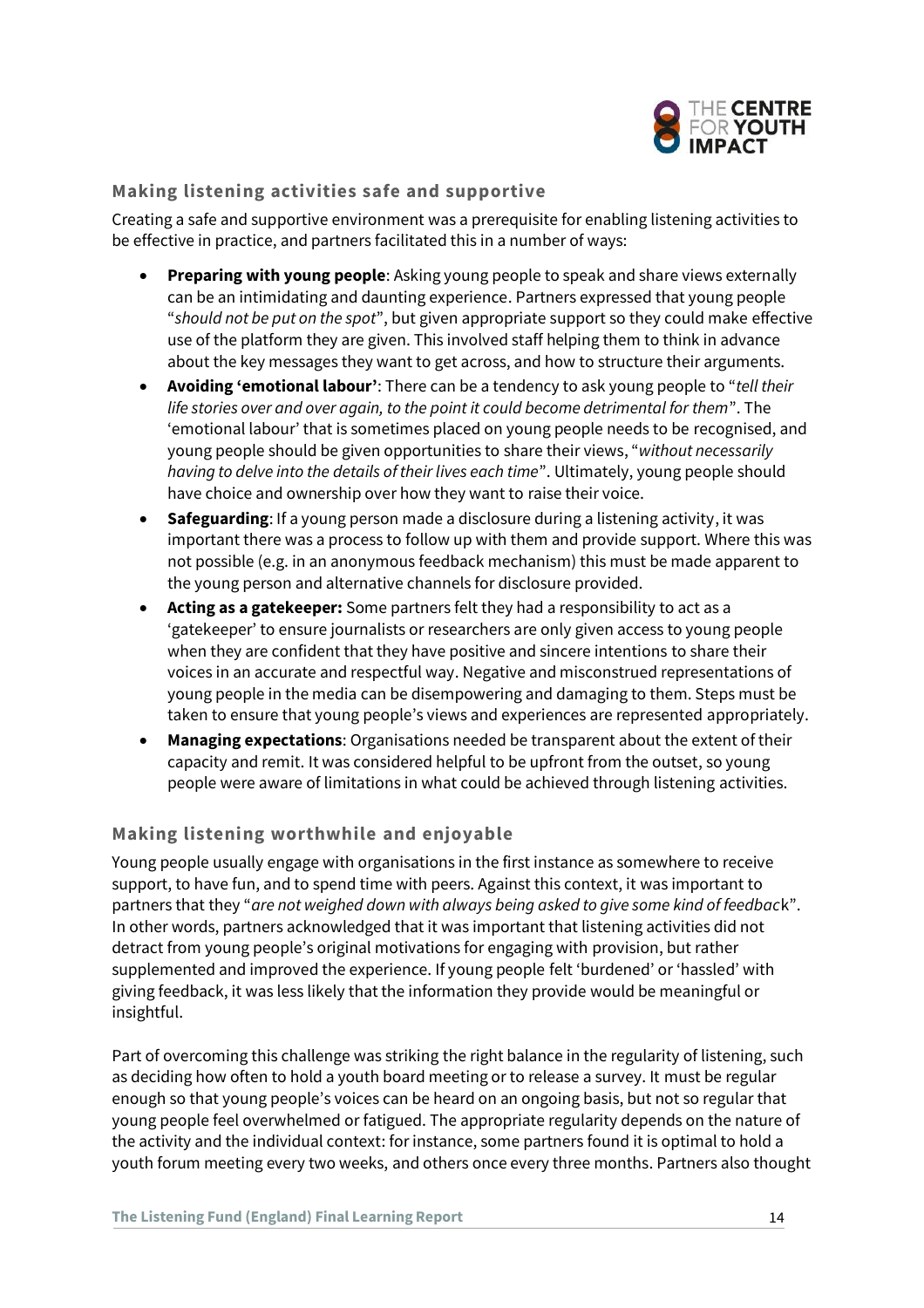### Making listening activities safe and supportive

Creating a safe and supportive environment was a prerequisite for enabling listening activities to be effective in practice, and partners facilitated this in a number of ways:

- **Preparing with young people**: Asking young people to speak and share views externally can be an intimidating and daunting experience. Partners expressed that young people "*should not be put on the spot*", but given appropriate support so they could make effective use of the platform they are given. This involved staff helping them to think in advance about the key messages they want to get across, and how to structure their arguments.
- **Avoiding 'emotional labour'**: There can be a tendency to ask young people to "*tell their life stories over and over again, to the point it could become detrimental for them*". The 'emotional labour' that is sometimes placed on young people needs to be recognised, and young people should be given opportunities to share their views, "*without necessarily having to delve into the details of their lives each time*". Ultimately, young people should have choice and ownership over how they want to raise their voice.
- **Safeguarding**: If a young person made a disclosure during a listening activity, it was important there was a process to follow up with them and provide support. Where this was not possible (e.g. in an anonymous feedback mechanism) this must be made apparent to the young person and alternative channels for disclosure provided.
- **Acting as a gatekeeper:** Some partners felt they had a responsibility to act as a 'gatekeeper' to ensure journalists or researchers are only given access to young people when they are confident that they have positive and sincere intentions to share their voices in an accurate and respectful way. Negative and misconstrued representations of young people in the media can be disempowering and damaging to them. Steps must be taken to ensure that young people's views and experiences are represented appropriately.
- **Managing expectations**: Organisations needed be transparent about the extent of their capacity and remit. It was considered helpful to be upfront from the outset, so young people were aware of limitations in what could be achieved through listening activities.

### Making listening worthwhile and enjoyable

Young people usually engage with organisations in the first instance as somewhere to receive support, to have fun, and to spend time with peers. Against this context, it was important to partners that they "*are not weighed down with always being asked to give some kind of feedback*". In other words, partners acknowledged that it was important that listening activities did not detract from young people's original motivations for engaging with provision, but rather supplemented and improved the experience. If young people felt 'burdened' or 'hassled' with giving feedback, it was less likely that the information they provide would be meaningful or insightful.

Part of overcoming this challenge was striking the right balance in the regularity of listening, such as deciding how often to hold a youth board meeting or to release a survey. It must be regular enough so that young people's voices can be heard on an ongoing basis, but not so regular that young people feel overwhelmed or fatigued. The appropriate regularity depends on the nature of the activity and the individual context: for instance, some partners found it is optimal to hold a youth forum meeting every two weeks, and others once every three months. Partners also thought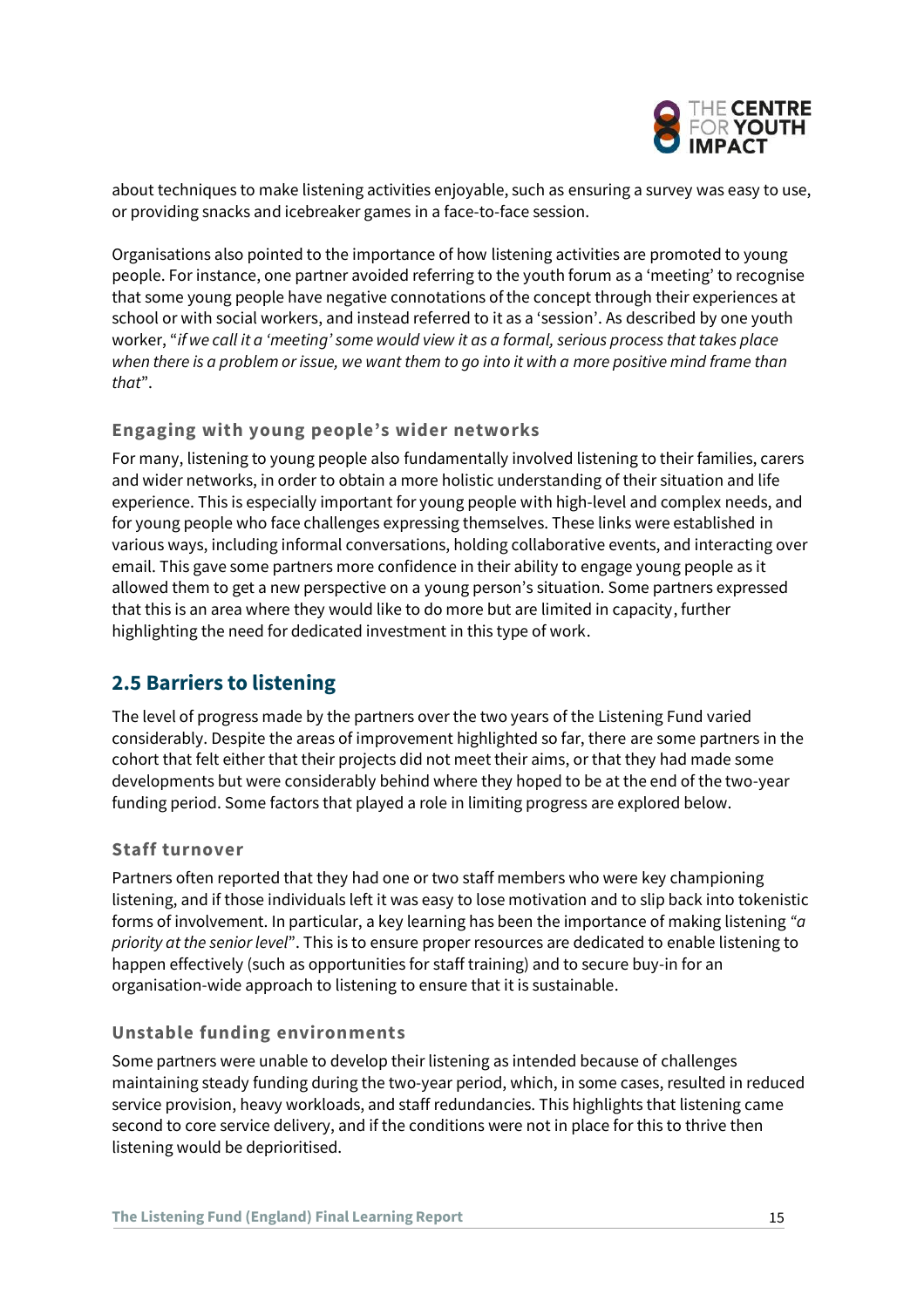about techniques to make listening activities enjoyable, such as ensuring a survey was easy to use, or providing snacks and icebreaker games in a face-to-face session.

Organisations also pointed to the importance of how listening activities are promoted to young people. For instance, one partner avoided referring to the youth forum as a 'meeting' to recognise that some young people have negative connotations of the concept through their experiences at school or with social workers, and instead referred to it as a 'session'. As described by one youth worker, "*if we call it a 'meeting' some would view it as a formal, serious process that takes place when there is a problem or issue, we want them to go into it with a more positive mind frame than that*".

### Engaging with young people's wider networks

For many, listening to young people also fundamentally involved listening to their families, carers and wider networks, in order to obtain a more holistic understanding of their situation and life experience. This is especially important for young people with high-level and complex needs, and for young people who face challenges expressing themselves. These links were established in various ways, including informal conversations, holding collaborative events, and interacting over email. This gave some partners more confidence in their ability to engage young people as it allowed them to get a new perspective on a young person's situation. Some partners expressed that this is an area where they would like to do more but are limited in capacity, further highlighting the need for dedicated investment in this type of work.

## 2.5 Barriers to listening

The level of progress made by the partners over the two years of the Listening Fund varied considerably. Despite the areas of improvement highlighted so far, there are some partners in the cohort that felt either that their projects did not meet their aims, or that they had made some developments but were considerably behind where they hoped to be at the end of the two-year funding period. Some factors that played a role in limiting progress are explored below.

### Staff turnover

Partners often reported that they had one or two staff members who were key championing listening, and if those individuals left it was easy to lose motivation and to slip back into tokenistic forms of involvement. In particular, a key learning has been the importance of making listening "*a priority at the senior level*". This is to ensure proper resources are dedicated to enable listening to happen effectively (such as opportunities for staff training) and to secure buy-in for an organisation-wide approach to listening to ensure that it is sustainable.

### Unstable funding environments

Some partners were unable to develop their listening as intended because of challenges maintaining steady funding during the two-year period, which, in some cases, resulted in reduced service provision, heavy workloads, and staff redundancies. This highlights that listening came second to core service delivery, and if the conditions were not in place for this to thrive then listening would be deprioritised.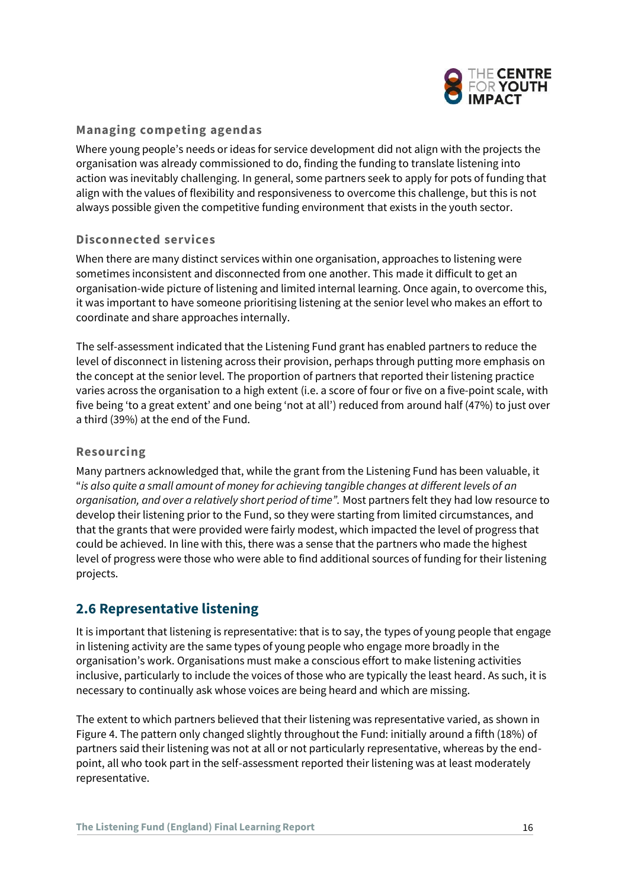### Managing competing agendas

Where young people's needs or ideas for service development did not align with the projects the organisation was already commissioned to do, finding the funding to translate listening into action was inevitably challenging. In general, some partners seek to apply for pots of funding that align with the values of flexibility and responsiveness to overcome this challenge, but this is not always possible given the competitive funding environment that exists in the youth sector.

### Disconnected services

When there are many distinct services within one organisation, approaches to listening were sometimes inconsistent and disconnected from one another. This made it difficult to get an organisation-wide picture of listening and limited internal learning. Once again, to overcome this, it was important to have someone prioritising listening at the senior level who makes an effort to coordinate and share approaches internally.

The self-assessment indicated that the Listening Fund grant has enabled partners to reduce the level of disconnect in listening across their provision, perhaps through putting more emphasis on the concept at the senior level. The proportion of partners that reported their listening practice varies across the organisation to a high extent (i.e. a score of four or five on a five-point scale, with five being 'to a great extent' and one being 'not at all') reduced from around half (47%) to just over a third (39%) at the end of the Fund.

### Resourcing

Many partners acknowledged that, while the grant from the Listening Fund has been valuable, it "*is also quite a small amount of money for achieving tangible changes at different levels of an organisation, and over a relatively short period of time".* Most partners felt they had low resource to develop their listening prior to the Fund, so they were starting from limited circumstances, and that the grants that were provided were fairly modest, which impacted the level of progress that could be achieved. In line with this, there was a sense that the partners who made the highest level of progress were those who were able to find additional sources of funding for their listening projects.

## 2.6 Representative listening

It is important that listening is representative: that is to say, the types of young people that engage in listening activity are the same types of young people who engage more broadly in the organisation's work. Organisations must make a conscious effort to make listening activities inclusive, particularly to include the voices of those who are typically the least heard. As such, it is necessary to continually ask whose voices are being heard and which are missing.

The extent to which partners believed that their listening was representative varied, as shown in Figure 4. The pattern only changed slightly throughout the Fund: initially around a fifth (18%) of partners said their listening was not at all or not particularly representative, whereas by the end-point, all who took part in the self-assessment reported their listening was at least moderately representative.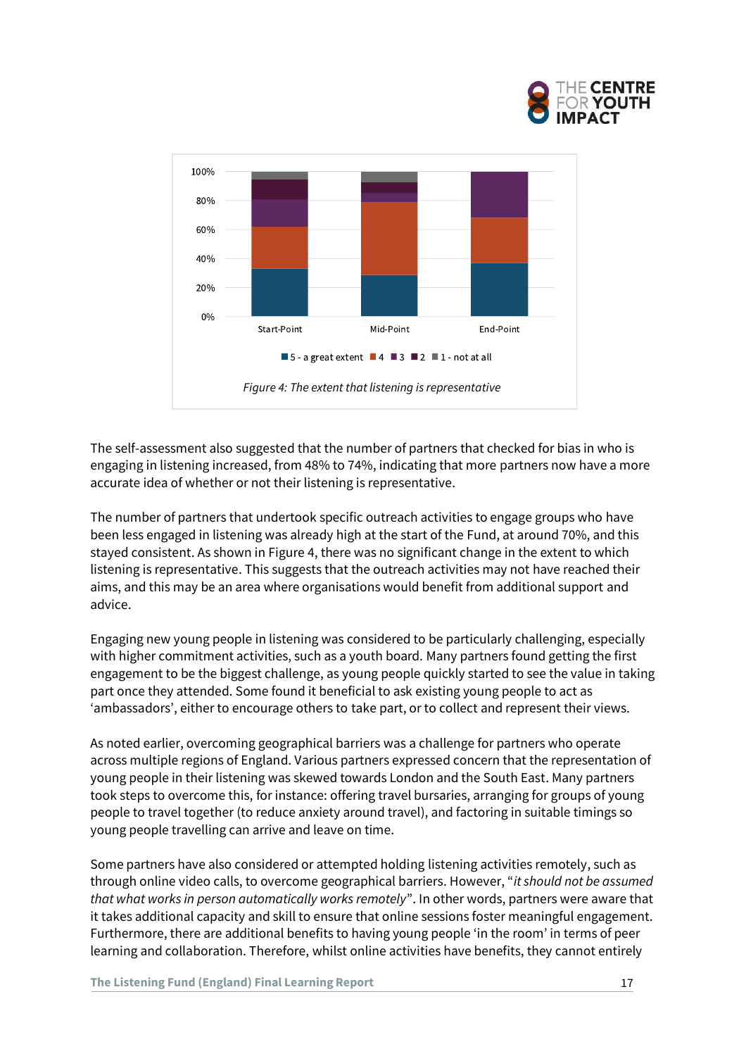Figure 4: The extent that listening is representative

The self-assessment also suggested that the number of partners that checked for bias in who is engaging in listening increased, from 48% to 74%, indicating that more partners now have a more accurate idea of whether or not their listening is representative.

The number of partners that undertook specific outreach activities to engage groups who have been less engaged in listening was already high at the start of the Fund, at around 70%, and this stayed consistent. As shown in Figure 4, there was no significant change in the extent to which listening is representative. This suggests that the outreach activities may not have reached their aims, and this may be an area where organisations would benefit from additional support and advice.

Engaging new young people in listening was considered to be particularly challenging, especially with higher commitment activities, such as a youth board. Many partners found getting the first engagement to be the biggest challenge, as young people quickly started to see the value in taking part once they attended. Some found it beneficial to ask existing young people to act as 'ambassadors', either to encourage others to take part, or to collect and represent their views.

As noted earlier, overcoming geographical barriers was a challenge for partners who operate across multiple regions of England. Various partners expressed concern that the representation of young people in their listening was skewed towards London and the South East. Many partners took steps to overcome this, for instance: offering travel bursaries, arranging for groups of young people to travel together (to reduce anxiety around travel), and factoring in suitable timings so young people travelling can arrive and leave on time.

Some partners have also considered or attempted holding listening activities remotely, such as through online video calls, to overcome geographical barriers. However, "*it should not be assumed that what works in person automatically works remotely*". In other words, partners were aware that it takes additional capacity and skill to ensure that online sessions foster meaningful engagement. Furthermore, there are additional benefits to having young people 'in the room' in terms of peer learning and collaboration. Therefore, whilst online activities have benefits, they cannot entirely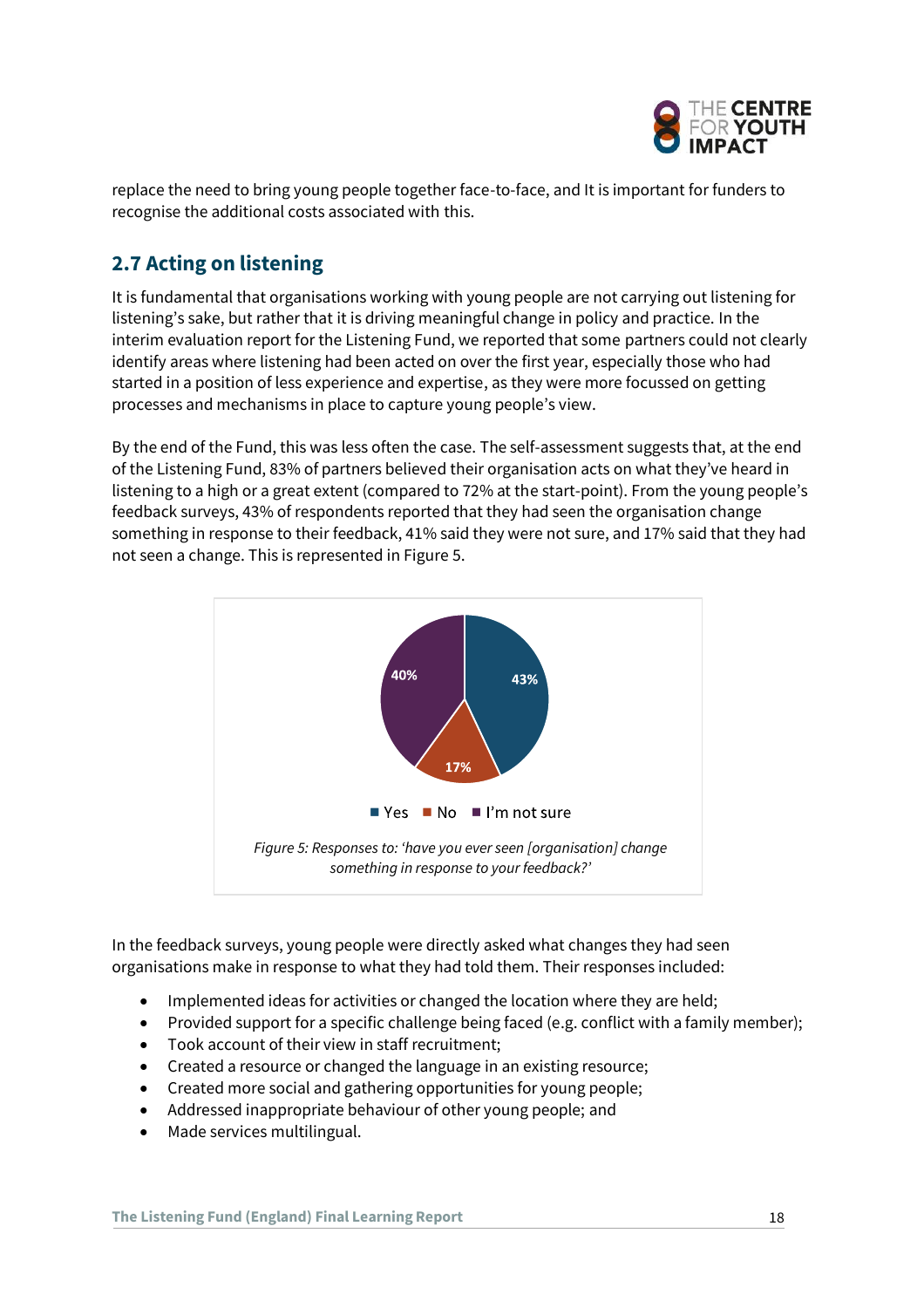replace the need to bring young people together face-to-face, and It is important for funders to recognise the additional costs associated with this.

## 2.7 Acting on listening

It is fundamental that organisations working with young people are not carrying out listening for listening's sake, but rather that it is driving meaningful change in policy and practice. In the interim evaluation report for the Listening Fund, we reported that some partners could not clearly identify areas where listening had been acted on over the first year, especially those who had started in a position of less experience and expertise, as they were more focussed on getting processes and mechanisms in place to capture young people's view.

By the end of the Fund, this was less often the case. The self-assessment suggests that, at the end of the Listening Fund, 83% of partners believed their organisation acts on what they've heard in listening to a high or a great extent (compared to 72% at the start-point). From the young people's feedback surveys, 43% of respondents reported that they had seen the organisation change something in response to their feedback, 41% said they were not sure, and 17% said that they had not seen a change. This is represented in Figure 5.

| Response | Percentage |
| --- | --- |
| Yes | 43% |
| No | 17% |
| I'm not sure | 40% |

*Figure 5: Responses to: 'have you ever seen [organisation] change something in response to your feedback?'*

In the feedback surveys, young people were directly asked what changes they had seen organisations make in response to what they had told them. Their responses included:

- Implemented ideas for activities or changed the location where they are held;
- Provided support for a specific challenge being faced (e.g. conflict with a family member);
- Took account of their view in staff recruitment;
- Created a resource or changed the language in an existing resource;
- Created more social and gathering opportunities for young people;
- Addressed inappropriate behaviour of other young people; and
- Made services multilingual.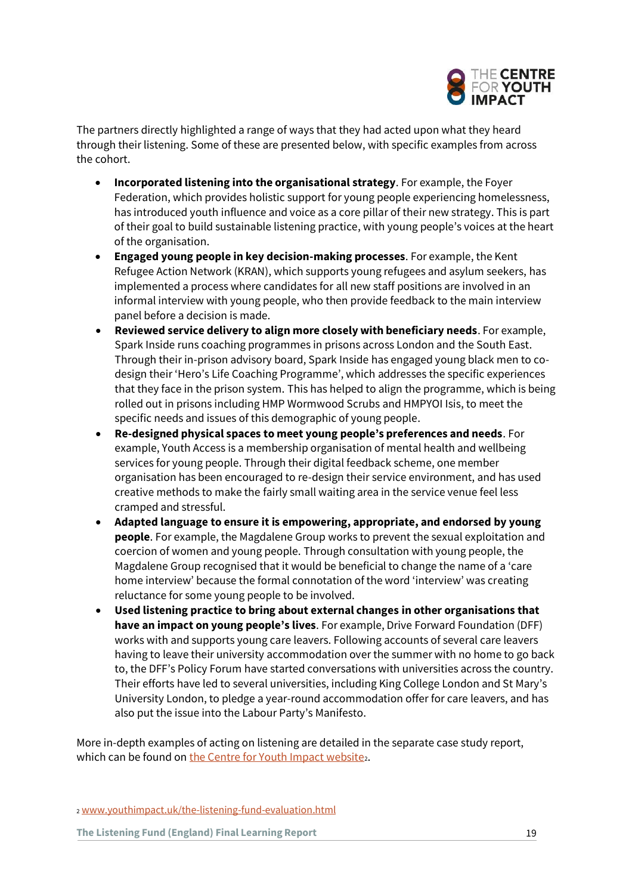The partners directly highlighted a range of ways that they had acted upon what they heard through their listening. Some of these are presented below, with specific examples from across the cohort.

- **Incorporated listening into the organisational strategy**. For example, the Foyer Federation, which provides holistic support for young people experiencing homelessness, has introduced youth influence and voice as a core pillar of their new strategy. This is part of their goal to build sustainable listening practice, with young people's voices at the heart of the organisation.
- **Engaged young people in key decision-making processes**. For example, the Kent Refugee Action Network (KRAN), which supports young refugees and asylum seekers, has implemented a process where candidates for all new staff positions are involved in an informal interview with young people, who then provide feedback to the main interview panel before a decision is made.
- **Reviewed service delivery to align more closely with beneficiary needs**. For example, Spark Inside runs coaching programmes in prisons across London and the South East. Through their in-prison advisory board, Spark Inside has engaged young black men to co-design their 'Hero's Life Coaching Programme', which addresses the specific experiences that they face in the prison system. This has helped to align the programme, which is being rolled out in prisons including HMP Wormwood Scrubs and HMPYOI Isis, to meet the specific needs and issues of this demographic of young people.
- **Re-designed physical spaces to meet young people's preferences and needs**. For example, Youth Access is a membership organisation of mental health and wellbeing services for young people. Through their digital feedback scheme, one member organisation has been encouraged to re-design their service environment, and has used creative methods to make the fairly small waiting area in the service venue feel less cramped and stressful.
- **Adapted language to ensure it is empowering, appropriate, and endorsed by young people**. For example, the Magdalene Group works to prevent the sexual exploitation and coercion of women and young people. Through consultation with young people, the Magdalene Group recognised that it would be beneficial to change the name of a 'care home interview' because the formal connotation of the word 'interview' was creating reluctance for some young people to be involved.
- **Used listening practice to bring about external changes in other organisations that have an impact on young people's lives**. For example, Drive Forward Foundation (DFF) works with and supports young care leavers. Following accounts of several care leavers having to leave their university accommodation over the summer with no home to go back to, the DFF's Policy Forum have started conversations with universities across the country. Their efforts have led to several universities, including King College London and St Mary's University London, to pledge a year-round accommodation offer for care leavers, and has also put the issue into the Labour Party's Manifesto.

More in-depth examples of acting on listening are detailed in the separate case study report, which can be found on the Centre for Youth Impact website[2].

[2] www.youthimpact.uk/the-listening-fund-evaluation.html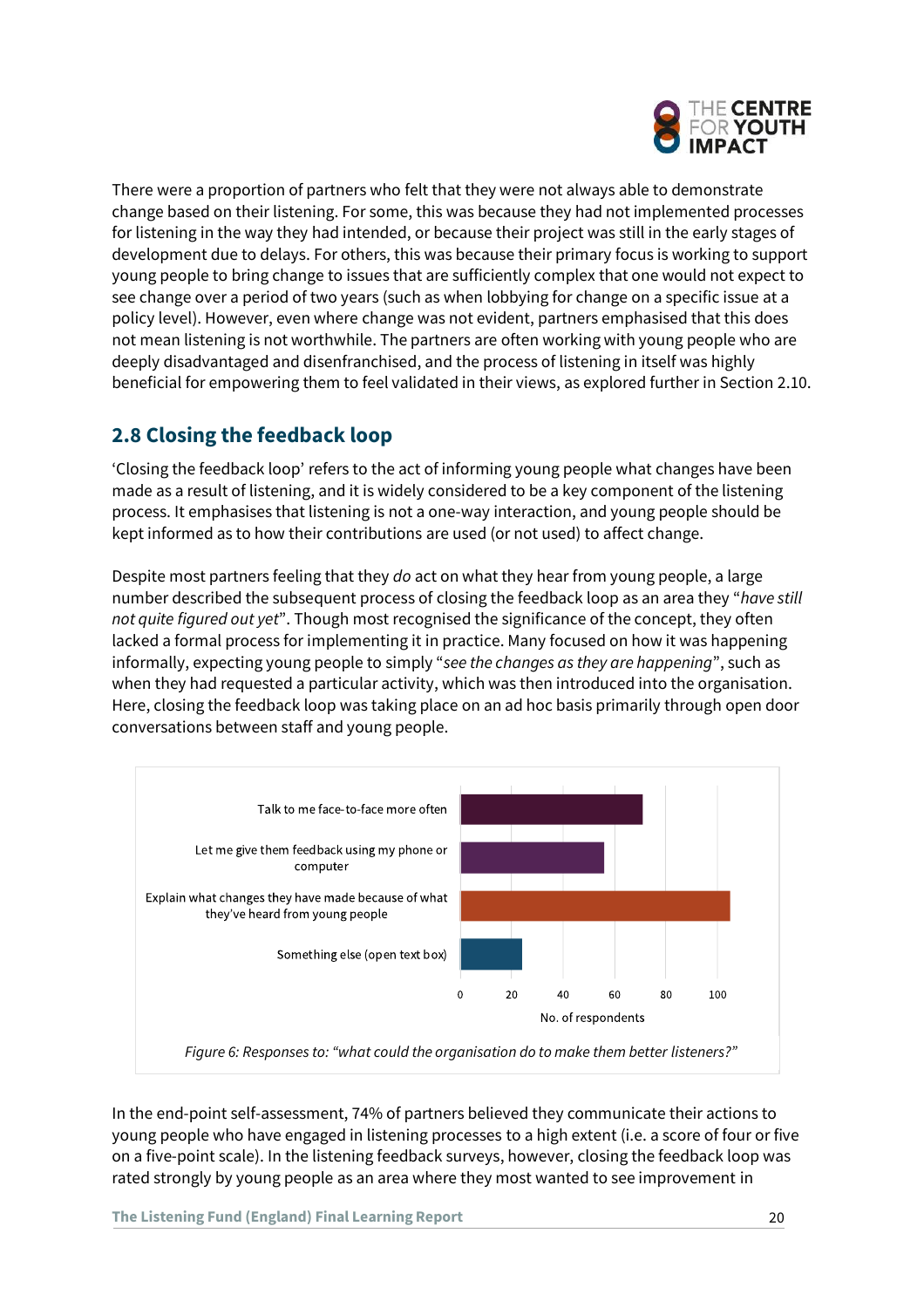There were a proportion of partners who felt that they were not always able to demonstrate change based on their listening. For some, this was because they had not implemented processes for listening in the way they had intended, or because their project was still in the early stages of development due to delays. For others, this was because their primary focus is working to support young people to bring change to issues that are sufficiently complex that one would not expect to see change over a period of two years (such as when lobbying for change on a specific issue at a policy level). However, even where change was not evident, partners emphasised that this does not mean listening is not worthwhile. The partners are often working with young people who are deeply disadvantaged and disenfranchised, and the process of listening in itself was highly beneficial for empowering them to feel validated in their views, as explored further in Section 2.10.

## 2.8 Closing the feedback loop

'Closing the feedback loop' refers to the act of informing young people what changes have been made as a result of listening, and it is widely considered to be a key component of the listening process. It emphasises that listening is not a one-way interaction, and young people should be kept informed as to how their contributions are used (or not used) to affect change.

Despite most partners feeling that they *do* act on what they hear from young people, a large number described the subsequent process of closing the feedback loop as an area they "*have still not quite figured out yet*". Though most recognised the significance of the concept, they often lacked a formal process for implementing it in practice. Many focused on how it was happening informally, expecting young people to simply "*see the changes as they are happening*", such as when they had requested a particular activity, which was then introduced into the organisation. Here, closing the feedback loop was taking place on an ad hoc basis primarily through open door conversations between staff and young people.

| Response | No. of respondents (approx.) |
|---|---|
| Talk to me face-to-face more often | 71 |
| Let me give them feedback using my phone or computer | 56 |
| Explain what changes they have made because of what they've heard from young people | 105 |
| Something else (open text box) | 24 |

*Figure 6: Responses to: "what could the organisation do to make them better listeners?"*

In the end-point self-assessment, 74% of partners believed they communicate their actions to young people who have engaged in listening processes to a high extent (i.e. a score of four or five on a five-point scale). In the listening feedback surveys, however, closing the feedback loop was rated strongly by young people as an area where they most wanted to see improvement in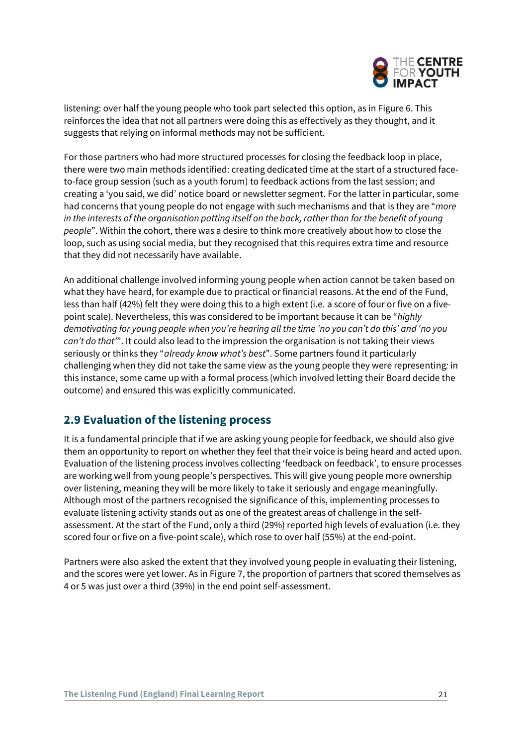listening: over half the young people who took part selected this option, as in Figure 6. This reinforces the idea that not all partners were doing this as effectively as they thought, and it suggests that relying on informal methods may not be sufficient.

For those partners who had more structured processes for closing the feedback loop in place, there were two main methods identified: creating dedicated time at the start of a structured face-to-face group session (such as a youth forum) to feedback actions from the last session; and creating a 'you said, we did' notice board or newsletter segment. For the latter in particular, some had concerns that young people do not engage with such mechanisms and that is they are "*more in the interests of the organisation patting itself on the back, rather than for the benefit of young people*". Within the cohort, there was a desire to think more creatively about how to close the loop, such as using social media, but they recognised that this requires extra time and resource that they did not necessarily have available.

An additional challenge involved informing young people when action cannot be taken based on what they have heard, for example due to practical or financial reasons. At the end of the Fund, less than half (42%) felt they were doing this to a high extent (i.e. a score of four or five on a five-point scale). Nevertheless, this was considered to be important because it can be "*highly demotivating for young people when you're hearing all the time 'no you can't do this' and 'no you can't do that'*". It could also lead to the impression the organisation is not taking their views seriously or thinks they "*already know what's best*". Some partners found it particularly challenging when they did not take the same view as the young people they were representing: in this instance, some came up with a formal process (which involved letting their Board decide the outcome) and ensured this was explicitly communicated.

## 2.9 Evaluation of the listening process

It is a fundamental principle that if we are asking young people for feedback, we should also give them an opportunity to report on whether they feel that their voice is being heard and acted upon. Evaluation of the listening process involves collecting 'feedback on feedback', to ensure processes are working well from young people's perspectives. This will give young people more ownership over listening, meaning they will be more likely to take it seriously and engage meaningfully. Although most of the partners recognised the significance of this, implementing processes to evaluate listening activity stands out as one of the greatest areas of challenge in the self-assessment. At the start of the Fund, only a third (29%) reported high levels of evaluation (i.e. they scored four or five on a five-point scale), which rose to over half (55%) at the end-point.

Partners were also asked the extent that they involved young people in evaluating their listening, and the scores were yet lower. As in Figure 7, the proportion of partners that scored themselves as 4 or 5 was just over a third (39%) in the end point self-assessment.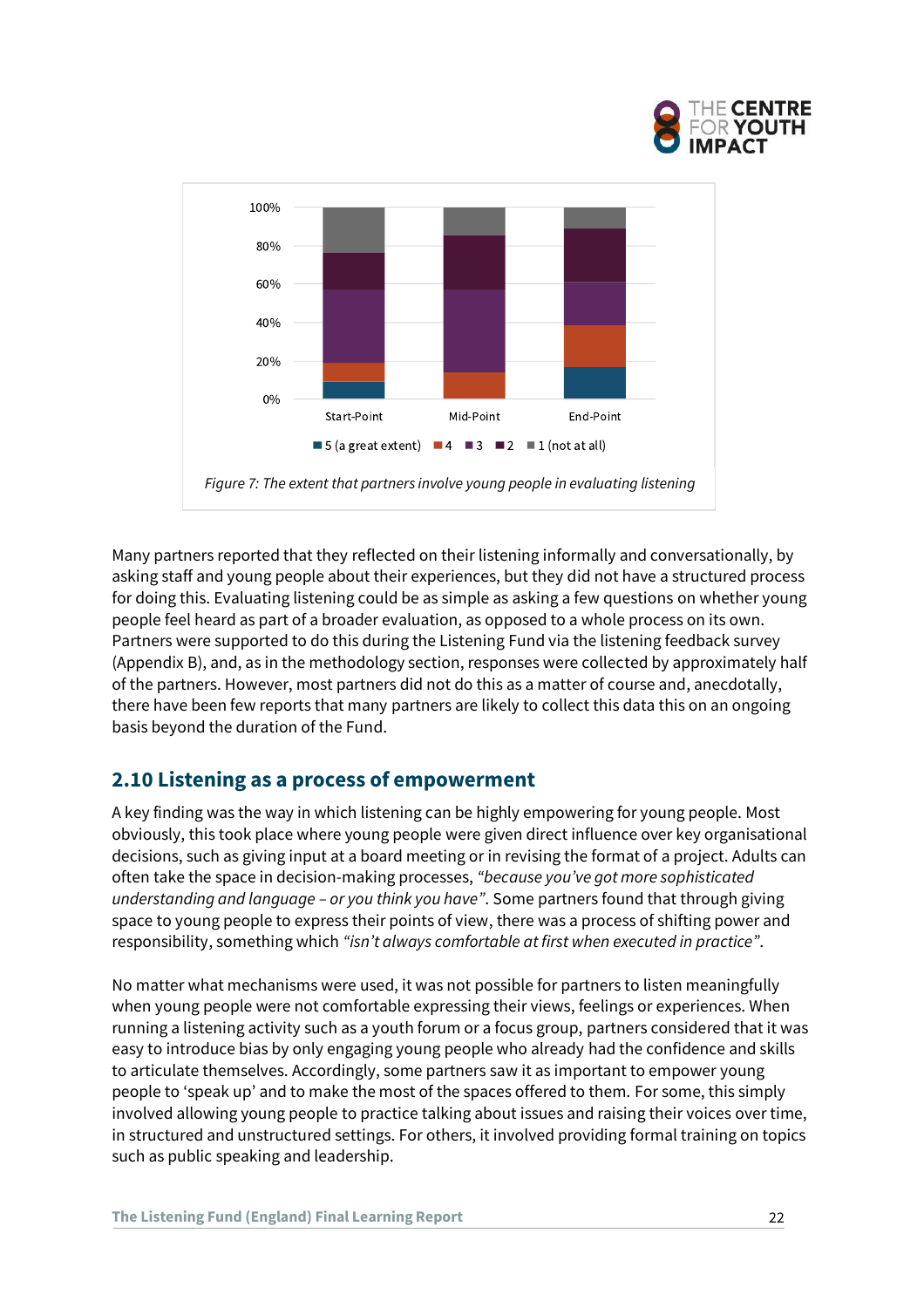Figure 7: The extent that partners involve young people in evaluating listening

Many partners reported that they reflected on their listening informally and conversationally, by asking staff and young people about their experiences, but they did not have a structured process for doing this. Evaluating listening could be as simple as asking a few questions on whether young people feel heard as part of a broader evaluation, as opposed to a whole process on its own. Partners were supported to do this during the Listening Fund via the listening feedback survey (Appendix B), and, as in the methodology section, responses were collected by approximately half of the partners. However, most partners did not do this as a matter of course and, anecdotally, there have been few reports that many partners are likely to collect this data this on an ongoing basis beyond the duration of the Fund.

## 2.10 Listening as a process of empowerment

A key finding was the way in which listening can be highly empowering for young people. Most obviously, this took place where young people were given direct influence over key organisational decisions, such as giving input at a board meeting or in revising the format of a project. Adults can often take the space in decision-making processes, *"because you've got more sophisticated understanding and language – or you think you have"*. Some partners found that through giving space to young people to express their points of view, there was a process of shifting power and responsibility, something which *"isn't always comfortable at first when executed in practice"*.

No matter what mechanisms were used, it was not possible for partners to listen meaningfully when young people were not comfortable expressing their views, feelings or experiences. When running a listening activity such as a youth forum or a focus group, partners considered that it was easy to introduce bias by only engaging young people who already had the confidence and skills to articulate themselves. Accordingly, some partners saw it as important to empower young people to 'speak up' and to make the most of the spaces offered to them. For some, this simply involved allowing young people to practice talking about issues and raising their voices over time, in structured and unstructured settings. For others, it involved providing formal training on topics such as public speaking and leadership.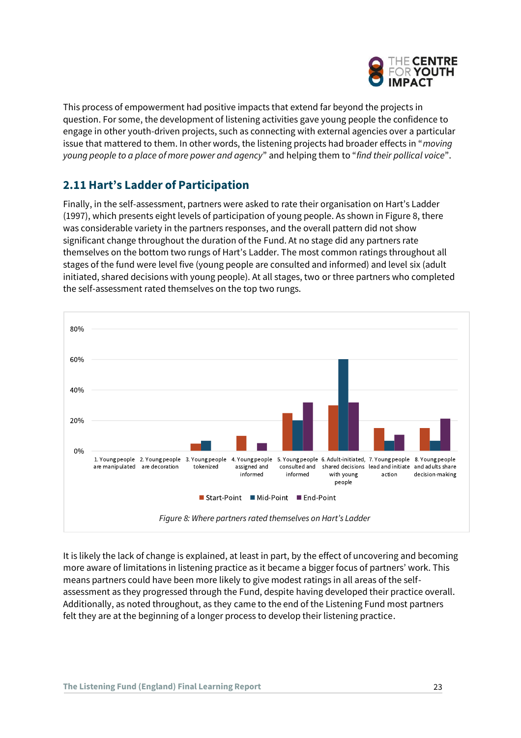This process of empowerment had positive impacts that extend far beyond the projects in question. For some, the development of listening activities gave young people the confidence to engage in other youth-driven projects, such as connecting with external agencies over a particular issue that mattered to them. In other words, the listening projects had broader effects in "*moving young people to a place of more power and agency*" and helping them to "*find their pollical voice*".

## 2.11 Hart's Ladder of Participation

Finally, in the self-assessment, partners were asked to rate their organisation on Hart's Ladder (1997), which presents eight levels of participation of young people. As shown in Figure 8, there was considerable variety in the partners responses, and the overall pattern did not show significant change throughout the duration of the Fund. At no stage did any partners rate themselves on the bottom two rungs of Hart's Ladder. The most common ratings throughout all stages of the fund were level five (young people are consulted and informed) and level six (adult initiated, shared decisions with young people). At all stages, two or three partners who completed the self-assessment rated themselves on the top two rungs.

*Figure 8: Where partners rated themselves on Hart's Ladder*

It is likely the lack of change is explained, at least in part, by the effect of uncovering and becoming more aware of limitations in listening practice as it became a bigger focus of partners' work. This means partners could have been more likely to give modest ratings in all areas of the self-assessment as they progressed through the Fund, despite having developed their practice overall. Additionally, as noted throughout, as they came to the end of the Listening Fund most partners felt they are at the beginning of a longer process to develop their listening practice.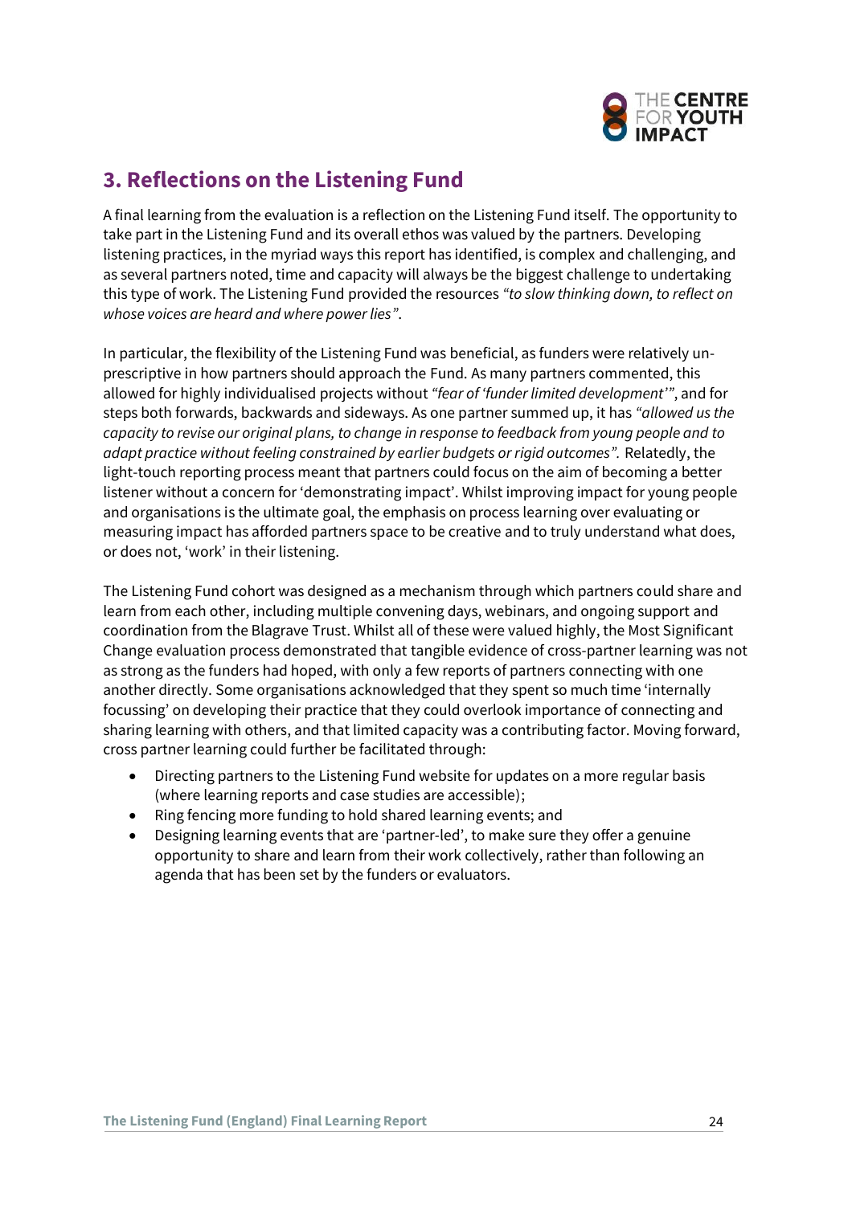## 3. Reflections on the Listening Fund

A final learning from the evaluation is a reflection on the Listening Fund itself. The opportunity to take part in the Listening Fund and its overall ethos was valued by the partners. Developing listening practices, in the myriad ways this report has identified, is complex and challenging, and as several partners noted, time and capacity will always be the biggest challenge to undertaking this type of work. The Listening Fund provided the resources *"to slow thinking down, to reflect on whose voices are heard and where power lies"*.

In particular, the flexibility of the Listening Fund was beneficial, as funders were relatively un-prescriptive in how partners should approach the Fund. As many partners commented, this allowed for highly individualised projects without *"fear of 'funder limited development'"*, and for steps both forwards, backwards and sideways. As one partner summed up, it has *"allowed us the capacity to revise our original plans, to change in response to feedback from young people and to adapt practice without feeling constrained by earlier budgets or rigid outcomes".* Relatedly, the light-touch reporting process meant that partners could focus on the aim of becoming a better listener without a concern for 'demonstrating impact'. Whilst improving impact for young people and organisations is the ultimate goal, the emphasis on process learning over evaluating or measuring impact has afforded partners space to be creative and to truly understand what does, or does not, 'work' in their listening.

The Listening Fund cohort was designed as a mechanism through which partners could share and learn from each other, including multiple convening days, webinars, and ongoing support and coordination from the Blagrave Trust. Whilst all of these were valued highly, the Most Significant Change evaluation process demonstrated that tangible evidence of cross-partner learning was not as strong as the funders had hoped, with only a few reports of partners connecting with one another directly. Some organisations acknowledged that they spent so much time 'internally focussing' on developing their practice that they could overlook importance of connecting and sharing learning with others, and that limited capacity was a contributing factor. Moving forward, cross partner learning could further be facilitated through:

- Directing partners to the Listening Fund website for updates on a more regular basis (where learning reports and case studies are accessible);
- Ring fencing more funding to hold shared learning events; and
- Designing learning events that are 'partner-led', to make sure they offer a genuine opportunity to share and learn from their work collectively, rather than following an agenda that has been set by the funders or evaluators.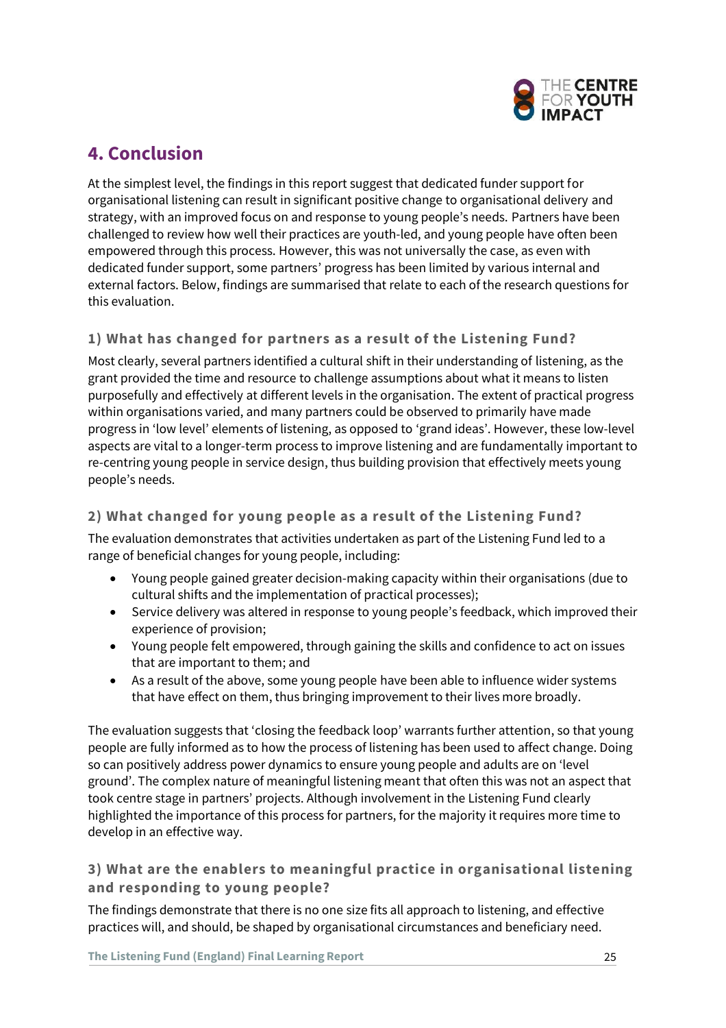## 4. Conclusion

At the simplest level, the findings in this report suggest that dedicated funder support for organisational listening can result in significant positive change to organisational delivery and strategy, with an improved focus on and response to young people's needs. Partners have been challenged to review how well their practices are youth-led, and young people have often been empowered through this process. However, this was not universally the case, as even with dedicated funder support, some partners' progress has been limited by various internal and external factors. Below, findings are summarised that relate to each of the research questions for this evaluation.

### 1) What has changed for partners as a result of the Listening Fund?

Most clearly, several partners identified a cultural shift in their understanding of listening, as the grant provided the time and resource to challenge assumptions about what it means to listen purposefully and effectively at different levels in the organisation. The extent of practical progress within organisations varied, and many partners could be observed to primarily have made progress in 'low level' elements of listening, as opposed to 'grand ideas'. However, these low-level aspects are vital to a longer-term process to improve listening and are fundamentally important to re-centring young people in service design, thus building provision that effectively meets young people's needs.

### 2) What changed for young people as a result of the Listening Fund?

The evaluation demonstrates that activities undertaken as part of the Listening Fund led to a range of beneficial changes for young people, including:

- Young people gained greater decision-making capacity within their organisations (due to cultural shifts and the implementation of practical processes);
- Service delivery was altered in response to young people's feedback, which improved their experience of provision;
- Young people felt empowered, through gaining the skills and confidence to act on issues that are important to them; and
- As a result of the above, some young people have been able to influence wider systems that have effect on them, thus bringing improvement to their lives more broadly.

The evaluation suggests that 'closing the feedback loop' warrants further attention, so that young people are fully informed as to how the process of listening has been used to affect change. Doing so can positively address power dynamics to ensure young people and adults are on 'level ground'. The complex nature of meaningful listening meant that often this was not an aspect that took centre stage in partners' projects. Although involvement in the Listening Fund clearly highlighted the importance of this process for partners, for the majority it requires more time to develop in an effective way.

### 3) What are the enablers to meaningful practice in organisational listening and responding to young people?

The findings demonstrate that there is no one size fits all approach to listening, and effective practices will, and should, be shaped by organisational circumstances and beneficiary need.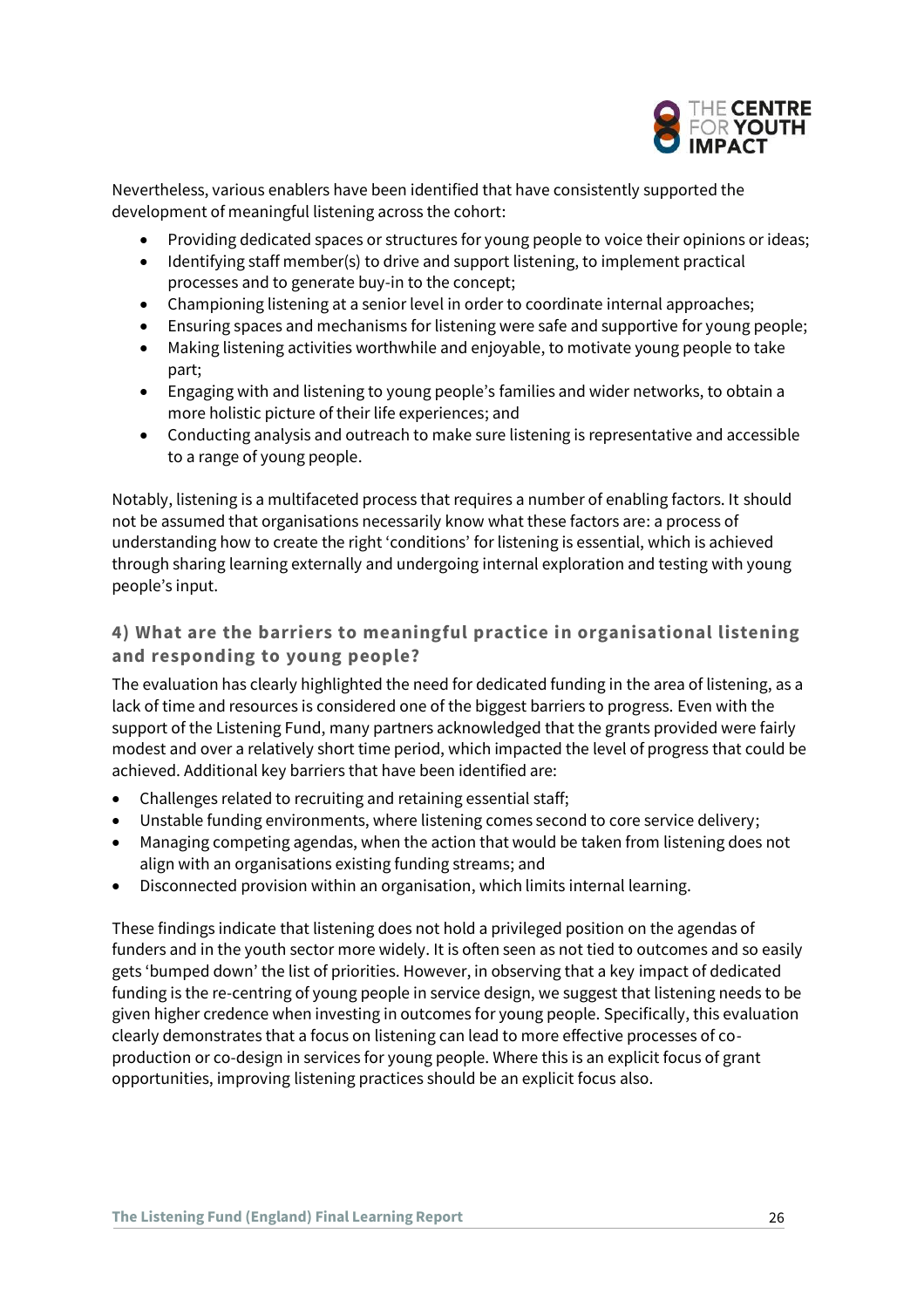Nevertheless, various enablers have been identified that have consistently supported the development of meaningful listening across the cohort:

- Providing dedicated spaces or structures for young people to voice their opinions or ideas;
- Identifying staff member(s) to drive and support listening, to implement practical processes and to generate buy-in to the concept;
- Championing listening at a senior level in order to coordinate internal approaches;
- Ensuring spaces and mechanisms for listening were safe and supportive for young people;
- Making listening activities worthwhile and enjoyable, to motivate young people to take part;
- Engaging with and listening to young people's families and wider networks, to obtain a more holistic picture of their life experiences; and
- Conducting analysis and outreach to make sure listening is representative and accessible to a range of young people.

Notably, listening is a multifaceted process that requires a number of enabling factors. It should not be assumed that organisations necessarily know what these factors are: a process of understanding how to create the right 'conditions' for listening is essential, which is achieved through sharing learning externally and undergoing internal exploration and testing with young people's input.

### 4) What are the barriers to meaningful practice in organisational listening and responding to young people?

The evaluation has clearly highlighted the need for dedicated funding in the area of listening, as a lack of time and resources is considered one of the biggest barriers to progress. Even with the support of the Listening Fund, many partners acknowledged that the grants provided were fairly modest and over a relatively short time period, which impacted the level of progress that could be achieved. Additional key barriers that have been identified are:

- Challenges related to recruiting and retaining essential staff;
- Unstable funding environments, where listening comes second to core service delivery;
- Managing competing agendas, when the action that would be taken from listening does not align with an organisations existing funding streams; and
- Disconnected provision within an organisation, which limits internal learning.

These findings indicate that listening does not hold a privileged position on the agendas of funders and in the youth sector more widely. It is often seen as not tied to outcomes and so easily gets 'bumped down' the list of priorities. However, in observing that a key impact of dedicated funding is the re-centring of young people in service design, we suggest that listening needs to be given higher credence when investing in outcomes for young people. Specifically, this evaluation clearly demonstrates that a focus on listening can lead to more effective processes of co-production or co-design in services for young people. Where this is an explicit focus of grant opportunities, improving listening practices should be an explicit focus also.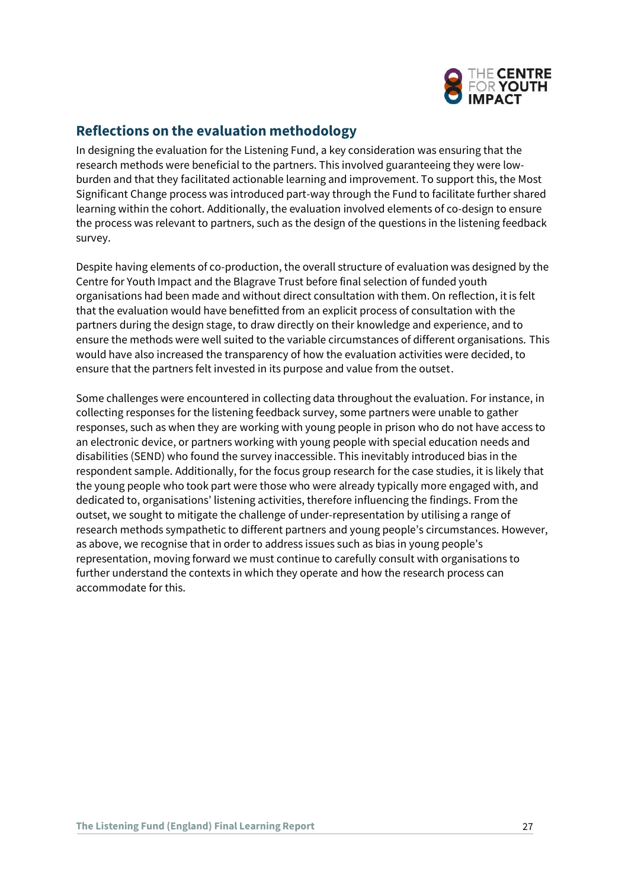## Reflections on the evaluation methodology

In designing the evaluation for the Listening Fund, a key consideration was ensuring that the research methods were beneficial to the partners. This involved guaranteeing they were low-burden and that they facilitated actionable learning and improvement. To support this, the Most Significant Change process was introduced part-way through the Fund to facilitate further shared learning within the cohort. Additionally, the evaluation involved elements of co-design to ensure the process was relevant to partners, such as the design of the questions in the listening feedback survey.

Despite having elements of co-production, the overall structure of evaluation was designed by the Centre for Youth Impact and the Blagrave Trust before final selection of funded youth organisations had been made and without direct consultation with them. On reflection, it is felt that the evaluation would have benefitted from an explicit process of consultation with the partners during the design stage, to draw directly on their knowledge and experience, and to ensure the methods were well suited to the variable circumstances of different organisations. This would have also increased the transparency of how the evaluation activities were decided, to ensure that the partners felt invested in its purpose and value from the outset.

Some challenges were encountered in collecting data throughout the evaluation. For instance, in collecting responses for the listening feedback survey, some partners were unable to gather responses, such as when they are working with young people in prison who do not have access to an electronic device, or partners working with young people with special education needs and disabilities (SEND) who found the survey inaccessible. This inevitably introduced bias in the respondent sample. Additionally, for the focus group research for the case studies, it is likely that the young people who took part were those who were already typically more engaged with, and dedicated to, organisations' listening activities, therefore influencing the findings. From the outset, we sought to mitigate the challenge of under-representation by utilising a range of research methods sympathetic to different partners and young people's circumstances. However, as above, we recognise that in order to address issues such as bias in young people's representation, moving forward we must continue to carefully consult with organisations to further understand the contexts in which they operate and how the research process can accommodate for this.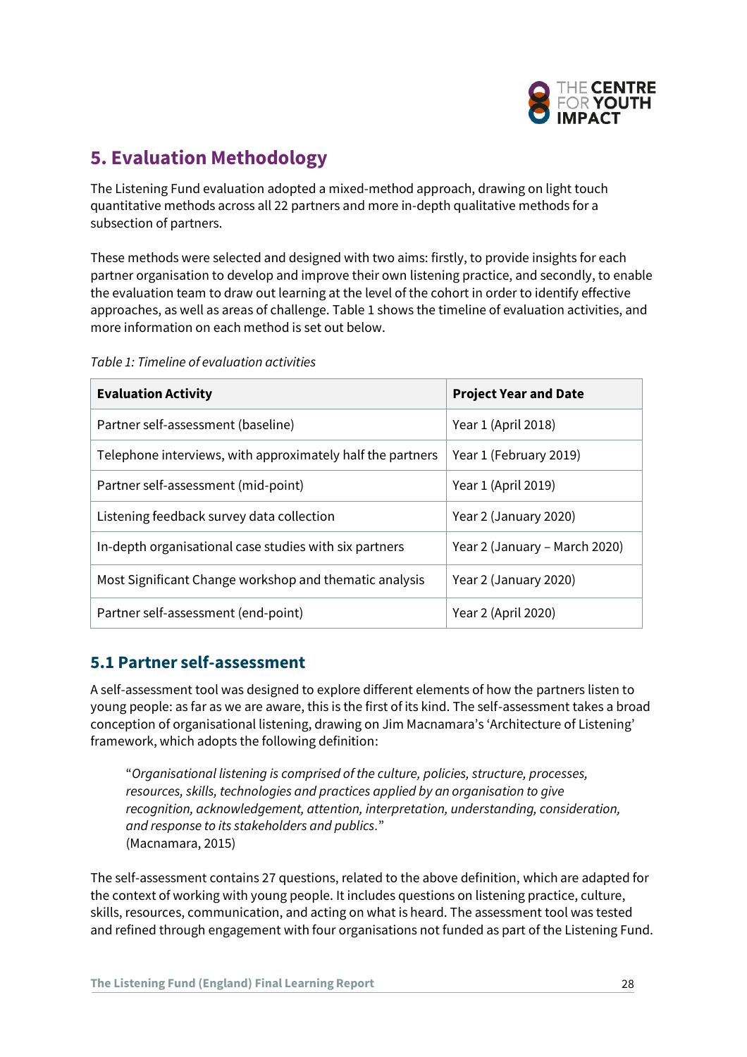## 5. Evaluation Methodology

The Listening Fund evaluation adopted a mixed-method approach, drawing on light touch quantitative methods across all 22 partners and more in-depth qualitative methods for a subsection of partners.

These methods were selected and designed with two aims: firstly, to provide insights for each partner organisation to develop and improve their own listening practice, and secondly, to enable the evaluation team to draw out learning at the level of the cohort in order to identify effective approaches, as well as areas of challenge. Table 1 shows the timeline of evaluation activities, and more information on each method is set out below.

*Table 1: Timeline of evaluation activities*

| Evaluation Activity | Project Year and Date |
|---|---|
| Partner self-assessment (baseline) | Year 1 (April 2018) |
| Telephone interviews, with approximately half the partners | Year 1 (February 2019) |
| Partner self-assessment (mid-point) | Year 1 (April 2019) |
| Listening feedback survey data collection | Year 2 (January 2020) |
| In-depth organisational case studies with six partners | Year 2 (January – March 2020) |
| Most Significant Change workshop and thematic analysis | Year 2 (January 2020) |
| Partner self-assessment (end-point) | Year 2 (April 2020) |

### 5.1 Partner self-assessment

A self-assessment tool was designed to explore different elements of how the partners listen to young people: as far as we are aware, this is the first of its kind. The self-assessment takes a broad conception of organisational listening, drawing on Jim Macnamara's 'Architecture of Listening' framework, which adopts the following definition:

> "*Organisational listening is comprised of the culture, policies, structure, processes, resources, skills, technologies and practices applied by an organisation to give recognition, acknowledgement, attention, interpretation, understanding, consideration, and response to its stakeholders and publics.*"
> (Macnamara, 2015)

The self-assessment contains 27 questions, related to the above definition, which are adapted for the context of working with young people. It includes questions on listening practice, culture, skills, resources, communication, and acting on what is heard. The assessment tool was tested and refined through engagement with four organisations not funded as part of the Listening Fund.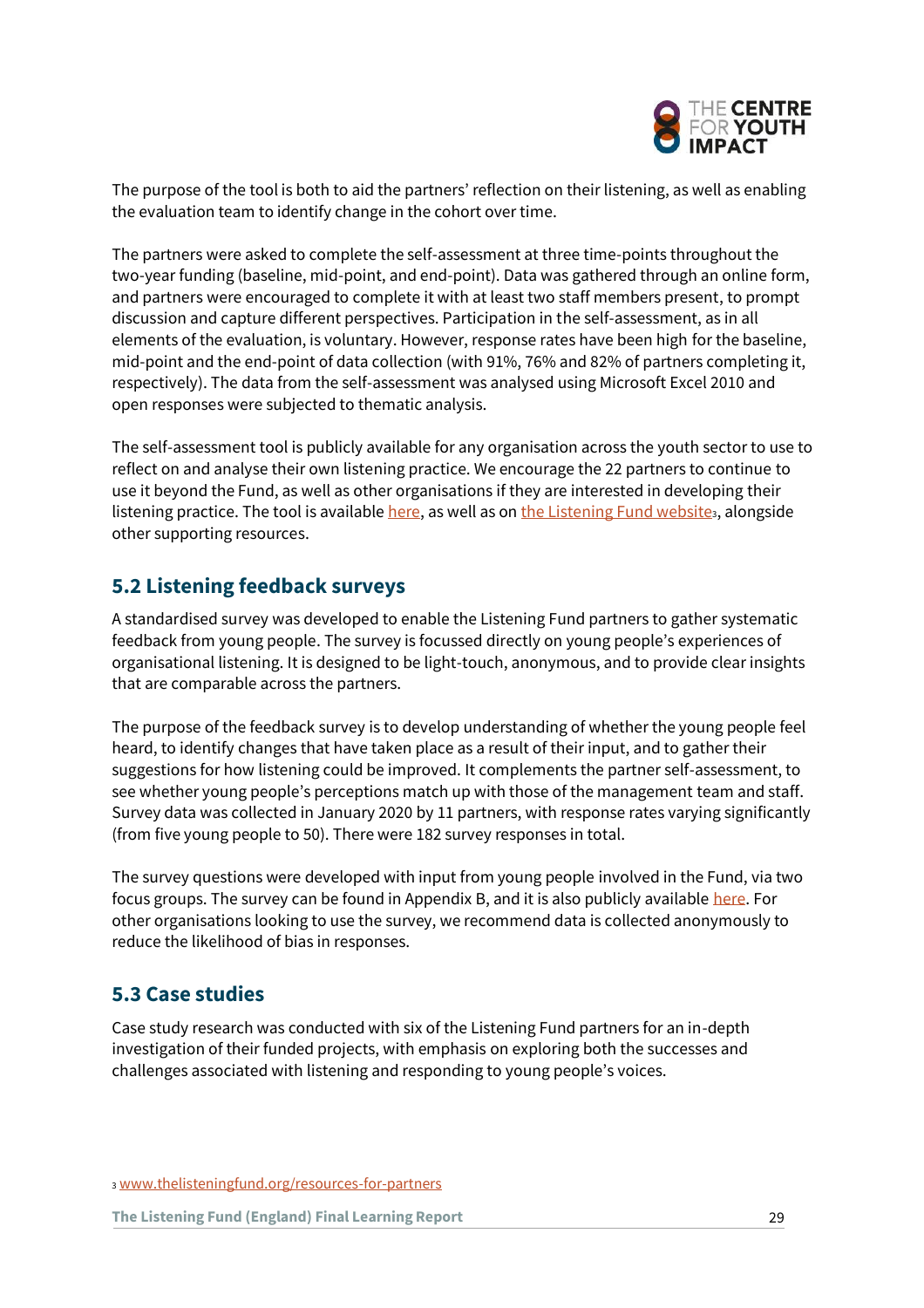The purpose of the tool is both to aid the partners' reflection on their listening, as well as enabling the evaluation team to identify change in the cohort over time.

The partners were asked to complete the self-assessment at three time-points throughout the two-year funding (baseline, mid-point, and end-point). Data was gathered through an online form, and partners were encouraged to complete it with at least two staff members present, to prompt discussion and capture different perspectives. Participation in the self-assessment, as in all elements of the evaluation, is voluntary. However, response rates have been high for the baseline, mid-point and the end-point of data collection (with 91%, 76% and 82% of partners completing it, respectively). The data from the self-assessment was analysed using Microsoft Excel 2010 and open responses were subjected to thematic analysis.

The self-assessment tool is publicly available for any organisation across the youth sector to use to reflect on and analyse their own listening practice. We encourage the 22 partners to continue to use it beyond the Fund, as well as other organisations if they are interested in developing their listening practice. The tool is available here, as well as on the Listening Fund website[3], alongside other supporting resources.

## 5.2 Listening feedback surveys

A standardised survey was developed to enable the Listening Fund partners to gather systematic feedback from young people. The survey is focussed directly on young people's experiences of organisational listening. It is designed to be light-touch, anonymous, and to provide clear insights that are comparable across the partners.

The purpose of the feedback survey is to develop understanding of whether the young people feel heard, to identify changes that have taken place as a result of their input, and to gather their suggestions for how listening could be improved. It complements the partner self-assessment, to see whether young people's perceptions match up with those of the management team and staff. Survey data was collected in January 2020 by 11 partners, with response rates varying significantly (from five young people to 50). There were 182 survey responses in total.

The survey questions were developed with input from young people involved in the Fund, via two focus groups. The survey can be found in Appendix B, and it is also publicly available here. For other organisations looking to use the survey, we recommend data is collected anonymously to reduce the likelihood of bias in responses.

## 5.3 Case studies

Case study research was conducted with six of the Listening Fund partners for an in-depth investigation of their funded projects, with emphasis on exploring both the successes and challenges associated with listening and responding to young people's voices.

[3] www.thelisteningfund.org/resources-for-partners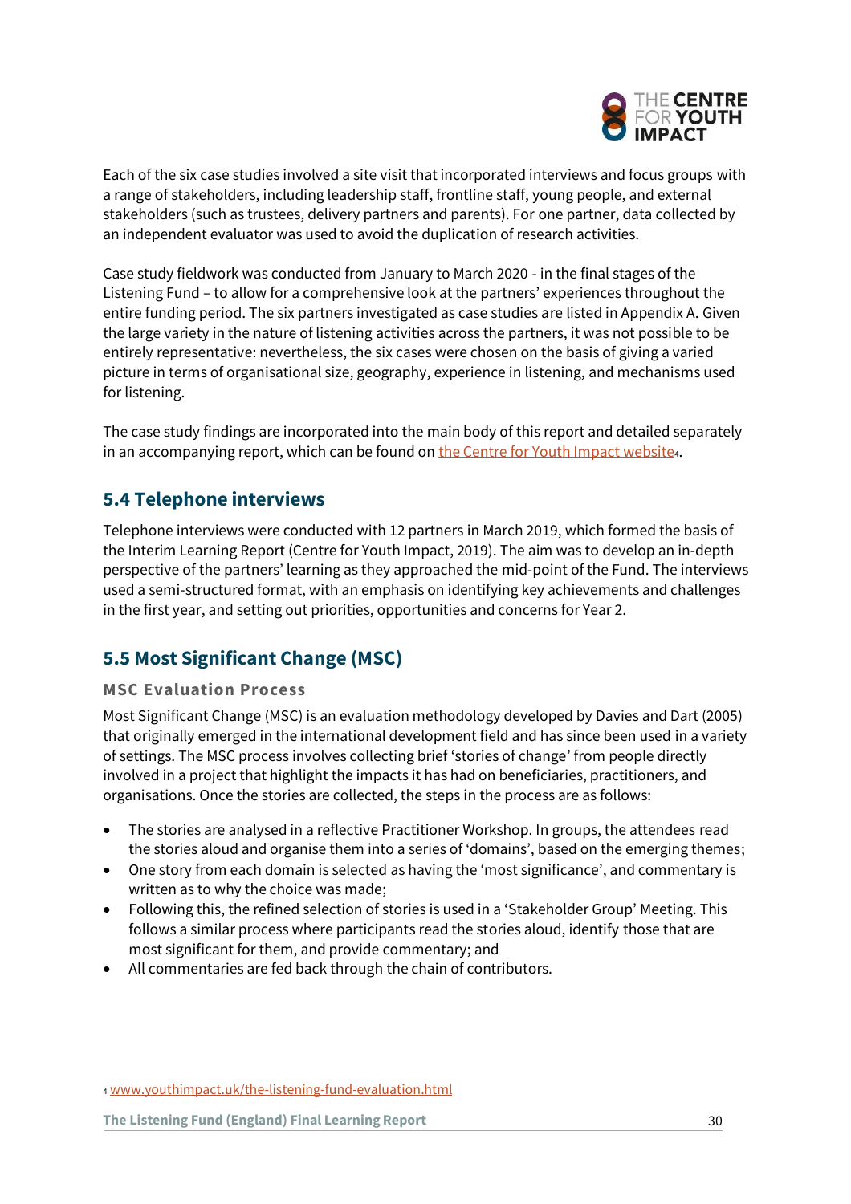Each of the six case studies involved a site visit that incorporated interviews and focus groups with a range of stakeholders, including leadership staff, frontline staff, young people, and external stakeholders (such as trustees, delivery partners and parents). For one partner, data collected by an independent evaluator was used to avoid the duplication of research activities.

Case study fieldwork was conducted from January to March 2020 - in the final stages of the Listening Fund – to allow for a comprehensive look at the partners' experiences throughout the entire funding period. The six partners investigated as case studies are listed in Appendix A. Given the large variety in the nature of listening activities across the partners, it was not possible to be entirely representative: nevertheless, the six cases were chosen on the basis of giving a varied picture in terms of organisational size, geography, experience in listening, and mechanisms used for listening.

The case study findings are incorporated into the main body of this report and detailed separately in an accompanying report, which can be found on the Centre for Youth Impact website[4].

## 5.4 Telephone interviews

Telephone interviews were conducted with 12 partners in March 2019, which formed the basis of the Interim Learning Report (Centre for Youth Impact, 2019). The aim was to develop an in-depth perspective of the partners' learning as they approached the mid-point of the Fund. The interviews used a semi-structured format, with an emphasis on identifying key achievements and challenges in the first year, and setting out priorities, opportunities and concerns for Year 2.

## 5.5 Most Significant Change (MSC)

### MSC Evaluation Process

Most Significant Change (MSC) is an evaluation methodology developed by Davies and Dart (2005) that originally emerged in the international development field and has since been used in a variety of settings. The MSC process involves collecting brief 'stories of change' from people directly involved in a project that highlight the impacts it has had on beneficiaries, practitioners, and organisations. Once the stories are collected, the steps in the process are as follows:

- The stories are analysed in a reflective Practitioner Workshop. In groups, the attendees read the stories aloud and organise them into a series of 'domains', based on the emerging themes;
- One story from each domain is selected as having the 'most significance', and commentary is written as to why the choice was made;
- Following this, the refined selection of stories is used in a 'Stakeholder Group' Meeting. This follows a similar process where participants read the stories aloud, identify those that are most significant for them, and provide commentary; and
- All commentaries are fed back through the chain of contributors.

[4] www.youthimpact.uk/the-listening-fund-evaluation.html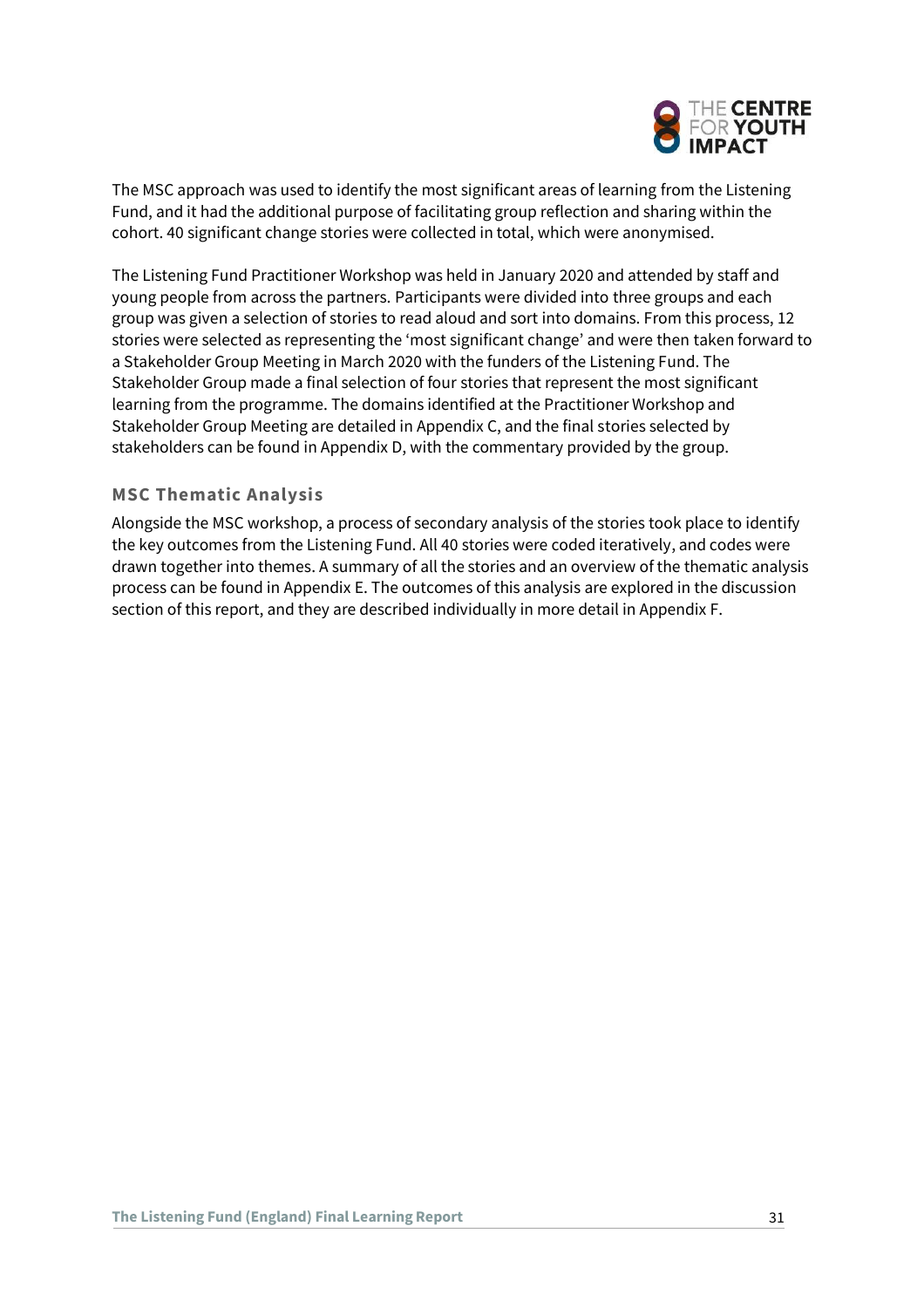The MSC approach was used to identify the most significant areas of learning from the Listening Fund, and it had the additional purpose of facilitating group reflection and sharing within the cohort. 40 significant change stories were collected in total, which were anonymised.

The Listening Fund Practitioner Workshop was held in January 2020 and attended by staff and young people from across the partners. Participants were divided into three groups and each group was given a selection of stories to read aloud and sort into domains. From this process, 12 stories were selected as representing the 'most significant change' and were then taken forward to a Stakeholder Group Meeting in March 2020 with the funders of the Listening Fund. The Stakeholder Group made a final selection of four stories that represent the most significant learning from the programme. The domains identified at the Practitioner Workshop and Stakeholder Group Meeting are detailed in Appendix C, and the final stories selected by stakeholders can be found in Appendix D, with the commentary provided by the group.

### MSC Thematic Analysis

Alongside the MSC workshop, a process of secondary analysis of the stories took place to identify the key outcomes from the Listening Fund. All 40 stories were coded iteratively, and codes were drawn together into themes. A summary of all the stories and an overview of the thematic analysis process can be found in Appendix E. The outcomes of this analysis are explored in the discussion section of this report, and they are described individually in more detail in Appendix F.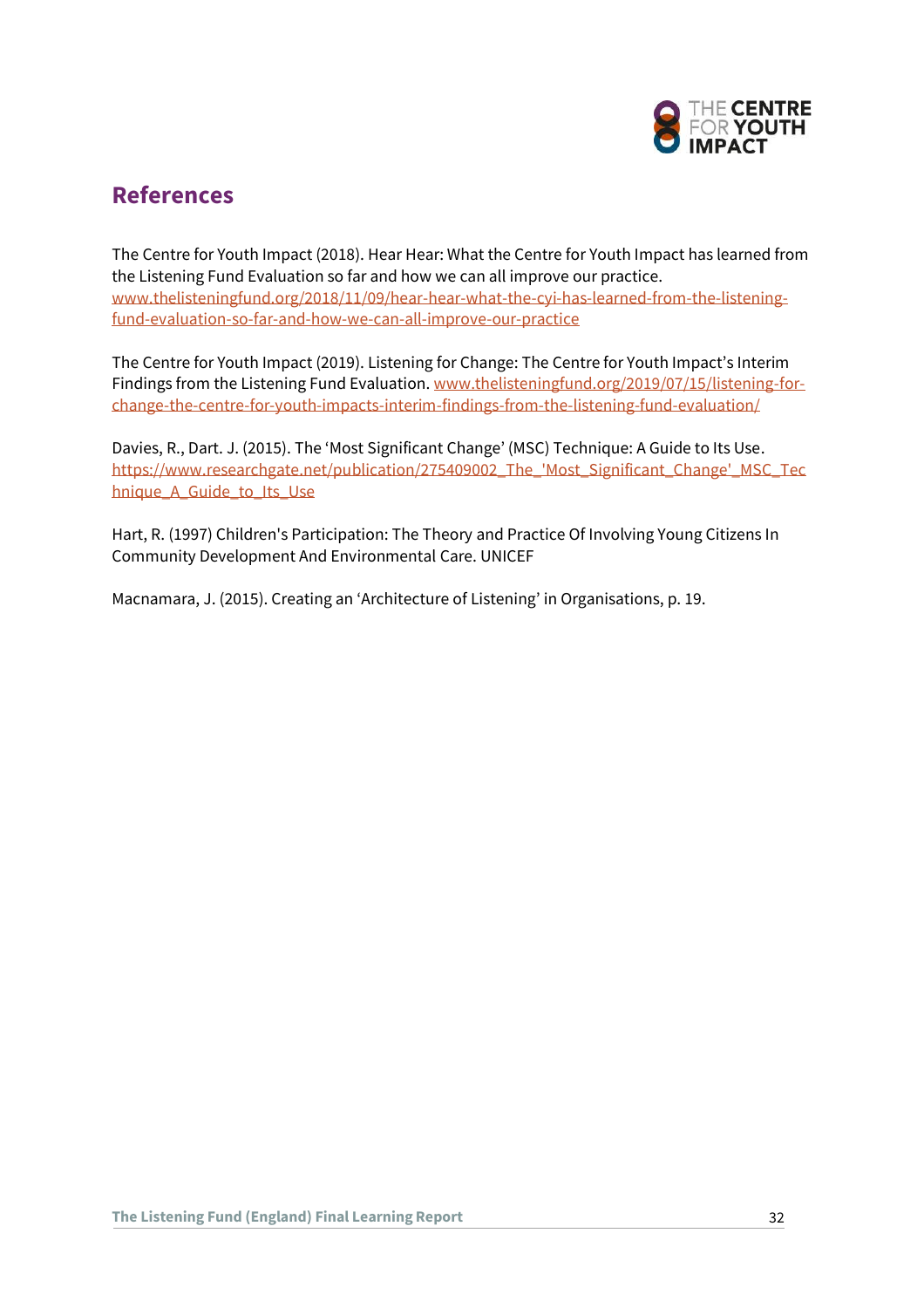## References

The Centre for Youth Impact (2018). Hear Hear: What the Centre for Youth Impact has learned from the Listening Fund Evaluation so far and how we can all improve our practice. www.thelisteningfund.org/2018/11/09/hear-hear-what-the-cyi-has-learned-from-the-listening-fund-evaluation-so-far-and-how-we-can-all-improve-our-practice

The Centre for Youth Impact (2019). Listening for Change: The Centre for Youth Impact's Interim Findings from the Listening Fund Evaluation. www.thelisteningfund.org/2019/07/15/listening-for-change-the-centre-for-youth-impacts-interim-findings-from-the-listening-fund-evaluation/

Davies, R., Dart. J. (2015). The 'Most Significant Change' (MSC) Technique: A Guide to Its Use. https://www.researchgate.net/publication/275409002_The_'Most_Significant_Change'_MSC_Technique_A_Guide_to_Its_Use

Hart, R. (1997) Children's Participation: The Theory and Practice Of Involving Young Citizens In Community Development And Environmental Care. UNICEF

Macnamara, J. (2015). Creating an 'Architecture of Listening' in Organisations, p. 19.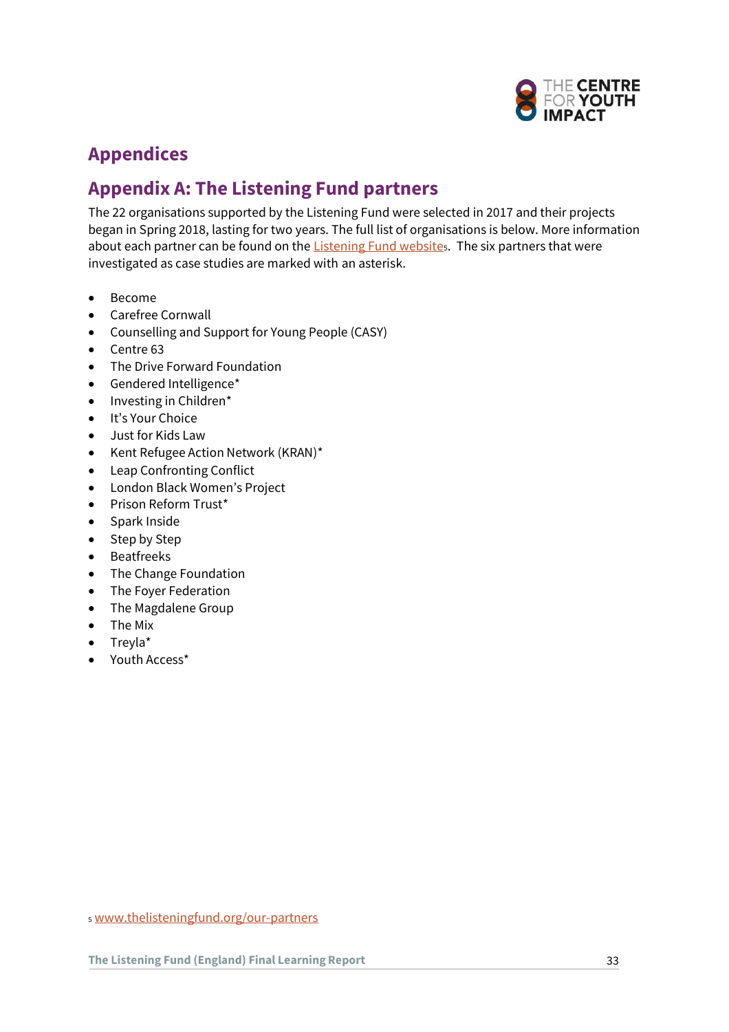# Appendices

## Appendix A: The Listening Fund partners

The 22 organisations supported by the Listening Fund were selected in 2017 and their projects began in Spring 2018, lasting for two years. The full list of organisations is below. More information about each partner can be found on the Listening Fund website[5]. The six partners that were investigated as case studies are marked with an asterisk.

- Become
- Carefree Cornwall
- Counselling and Support for Young People (CASY)
- Centre 63
- The Drive Forward Foundation
- Gendered Intelligence*
- Investing in Children*
- It's Your Choice
- Just for Kids Law
- Kent Refugee Action Network (KRAN)*
- Leap Confronting Conflict
- London Black Women's Project
- Prison Reform Trust*
- Spark Inside
- Step by Step
- Beatfreeks
- The Change Foundation
- The Foyer Federation
- The Magdalene Group
- The Mix
- Treyla*
- Youth Access*

[5] www.thelisteningfund.org/our-partners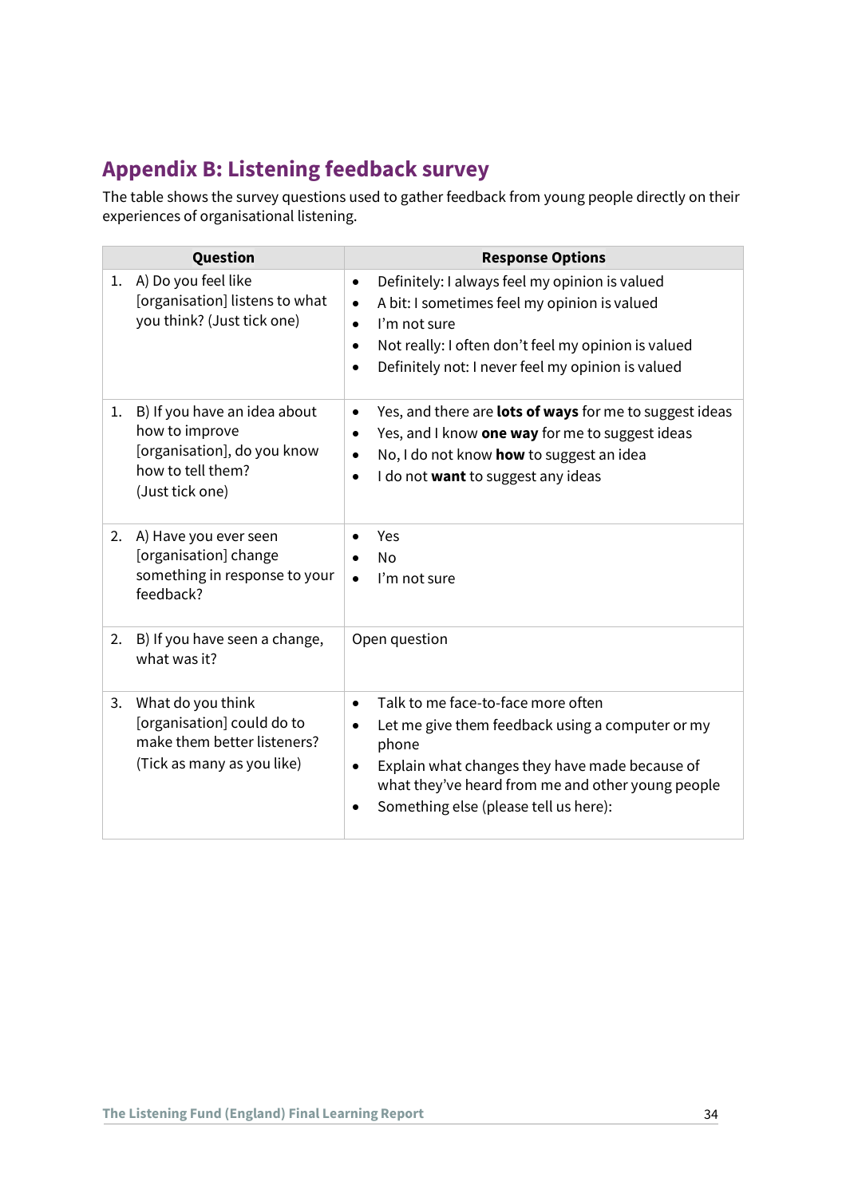## Appendix B: Listening feedback survey

The table shows the survey questions used to gather feedback from young people directly on their experiences of organisational listening.

| Question | Response Options |
|---|---|
| 1. A) Do you feel like [organisation] listens to what you think? (Just tick one) | • Definitely: I always feel my opinion is valued<br>• A bit: I sometimes feel my opinion is valued<br>• I'm not sure<br>• Not really: I often don't feel my opinion is valued<br>• Definitely not: I never feel my opinion is valued |
| 1. B) If you have an idea about how to improve [organisation], do you know how to tell them? (Just tick one) | • Yes, and there are **lots of ways** for me to suggest ideas<br>• Yes, and I know **one way** for me to suggest ideas<br>• No, I do not know **how** to suggest an idea<br>• I do not **want** to suggest any ideas |
| 2. A) Have you ever seen [organisation] change something in response to your feedback? | • Yes<br>• No<br>• I'm not sure |
| 2. B) If you have seen a change, what was it? | Open question |
| 3. What do you think [organisation] could do to make them better listeners? (Tick as many as you like) | • Talk to me face-to-face more often<br>• Let me give them feedback using a computer or my phone<br>• Explain what changes they have made because of what they've heard from me and other young people<br>• Something else (please tell us here): |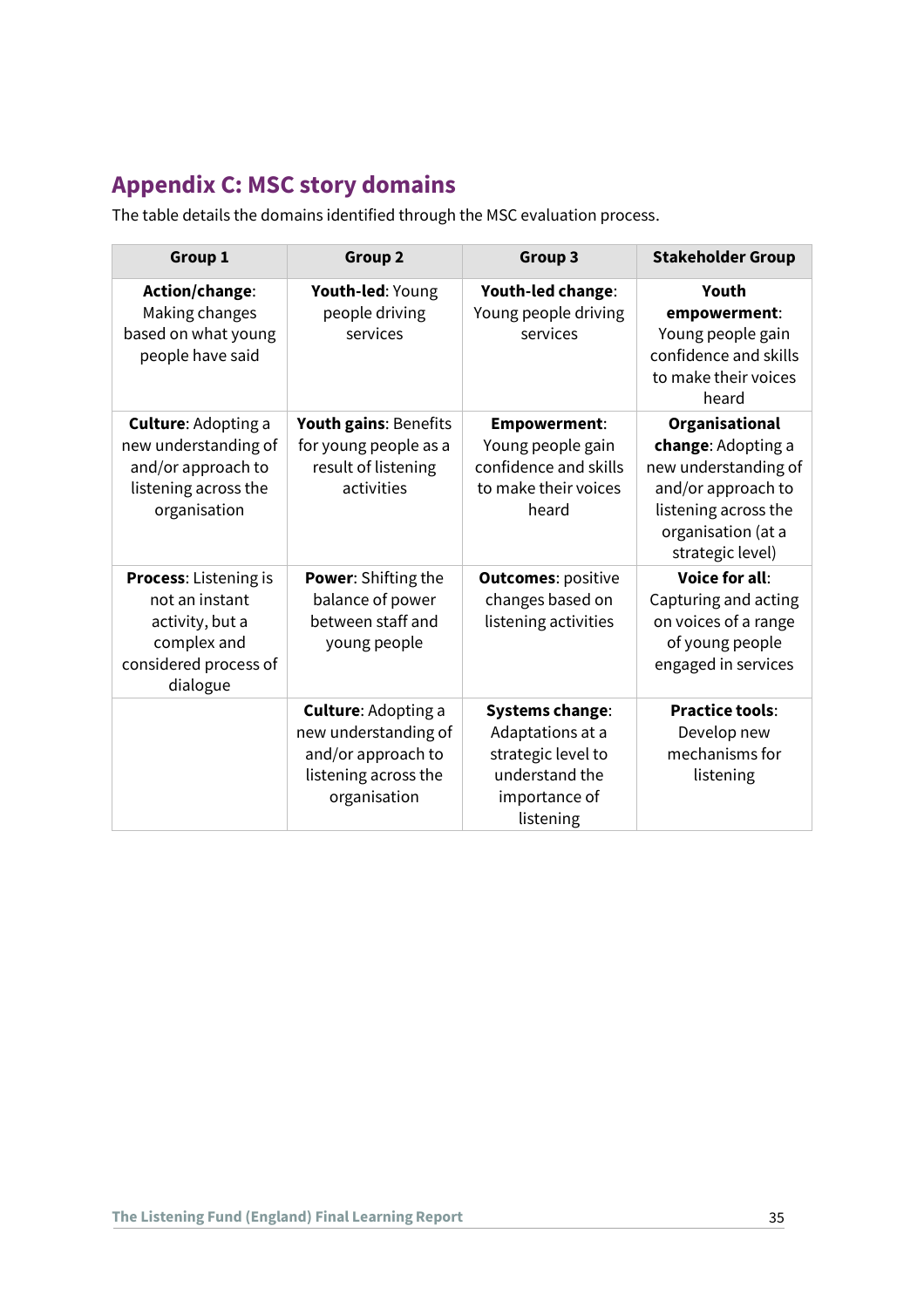## Appendix C: MSC story domains

The table details the domains identified through the MSC evaluation process.

| Group 1 | Group 2 | Group 3 | Stakeholder Group |
|---|---|---|---|
| **Action/change**: Making changes based on what young people have said | **Youth-led**: Young people driving services | **Youth-led change**: Young people driving services | **Youth empowerment**: Young people gain confidence and skills to make their voices heard |
| **Culture**: Adopting a new understanding of and/or approach to listening across the organisation | **Youth gains**: Benefits for young people as a result of listening activities | **Empowerment**: Young people gain confidence and skills to make their voices heard | **Organisational change**: Adopting a new understanding of and/or approach to listening across the organisation (at a strategic level) |
| **Process**: Listening is not an instant activity, but a complex and considered process of dialogue | **Power**: Shifting the balance of power between staff and young people | **Outcomes**: positive changes based on listening activities | **Voice for all**: Capturing and acting on voices of a range of young people engaged in services |
| | **Culture**: Adopting a new understanding of and/or approach to listening across the organisation | **Systems change**: Adaptations at a strategic level to understand the importance of listening | **Practice tools**: Develop new mechanisms for listening |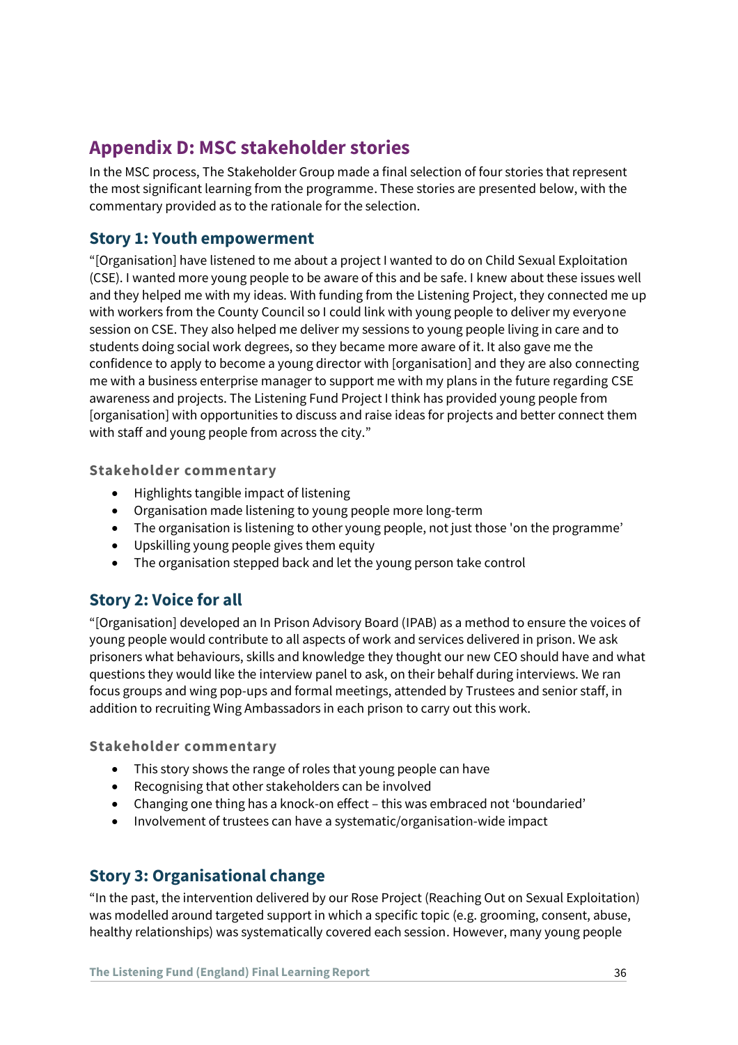## Appendix D: MSC stakeholder stories

In the MSC process, The Stakeholder Group made a final selection of four stories that represent the most significant learning from the programme. These stories are presented below, with the commentary provided as to the rationale for the selection.

### Story 1: Youth empowerment

"[Organisation] have listened to me about a project I wanted to do on Child Sexual Exploitation (CSE). I wanted more young people to be aware of this and be safe. I knew about these issues well and they helped me with my ideas. With funding from the Listening Project, they connected me up with workers from the County Council so I could link with young people to deliver my everyone session on CSE. They also helped me deliver my sessions to young people living in care and to students doing social work degrees, so they became more aware of it. It also gave me the confidence to apply to become a young director with [organisation] and they are also connecting me with a business enterprise manager to support me with my plans in the future regarding CSE awareness and projects. The Listening Fund Project I think has provided young people from [organisation] with opportunities to discuss and raise ideas for projects and better connect them with staff and young people from across the city."

#### Stakeholder commentary

- Highlights tangible impact of listening
- Organisation made listening to young people more long-term
- The organisation is listening to other young people, not just those 'on the programme'
- Upskilling young people gives them equity
- The organisation stepped back and let the young person take control

### Story 2: Voice for all

"[Organisation] developed an In Prison Advisory Board (IPAB) as a method to ensure the voices of young people would contribute to all aspects of work and services delivered in prison. We ask prisoners what behaviours, skills and knowledge they thought our new CEO should have and what questions they would like the interview panel to ask, on their behalf during interviews. We ran focus groups and wing pop-ups and formal meetings, attended by Trustees and senior staff, in addition to recruiting Wing Ambassadors in each prison to carry out this work.

#### Stakeholder commentary

- This story shows the range of roles that young people can have
- Recognising that other stakeholders can be involved
- Changing one thing has a knock-on effect – this was embraced not 'boundaried'
- Involvement of trustees can have a systematic/organisation-wide impact

### Story 3: Organisational change

"In the past, the intervention delivered by our Rose Project (Reaching Out on Sexual Exploitation) was modelled around targeted support in which a specific topic (e.g. grooming, consent, abuse, healthy relationships) was systematically covered each session. However, many young people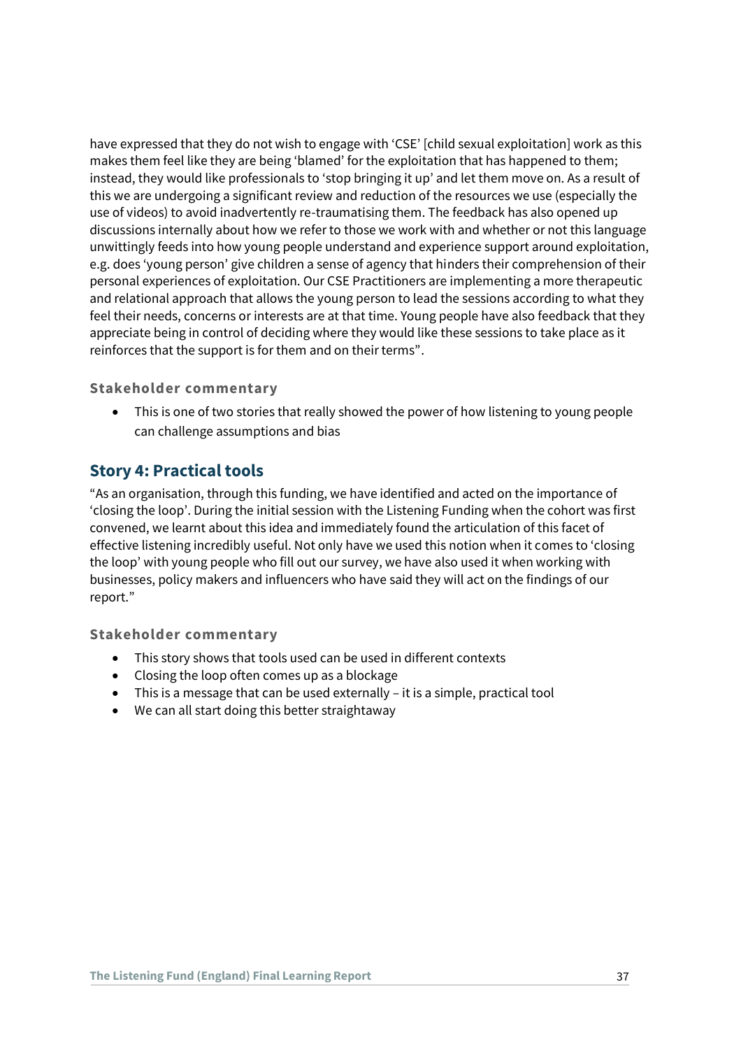have expressed that they do not wish to engage with 'CSE' [child sexual exploitation] work as this makes them feel like they are being 'blamed' for the exploitation that has happened to them; instead, they would like professionals to 'stop bringing it up' and let them move on. As a result of this we are undergoing a significant review and reduction of the resources we use (especially the use of videos) to avoid inadvertently re-traumatising them. The feedback has also opened up discussions internally about how we refer to those we work with and whether or not this language unwittingly feeds into how young people understand and experience support around exploitation, e.g. does 'young person' give children a sense of agency that hinders their comprehension of their personal experiences of exploitation. Our CSE Practitioners are implementing a more therapeutic and relational approach that allows the young person to lead the sessions according to what they feel their needs, concerns or interests are at that time. Young people have also feedback that they appreciate being in control of deciding where they would like these sessions to take place as it reinforces that the support is for them and on their terms".

#### Stakeholder commentary

- This is one of two stories that really showed the power of how listening to young people can challenge assumptions and bias

### Story 4: Practical tools

"As an organisation, through this funding, we have identified and acted on the importance of 'closing the loop'. During the initial session with the Listening Funding when the cohort was first convened, we learnt about this idea and immediately found the articulation of this facet of effective listening incredibly useful. Not only have we used this notion when it comes to 'closing the loop' with young people who fill out our survey, we have also used it when working with businesses, policy makers and influencers who have said they will act on the findings of our report."

#### Stakeholder commentary

- This story shows that tools used can be used in different contexts
- Closing the loop often comes up as a blockage
- This is a message that can be used externally – it is a simple, practical tool
- We can all start doing this better straightaway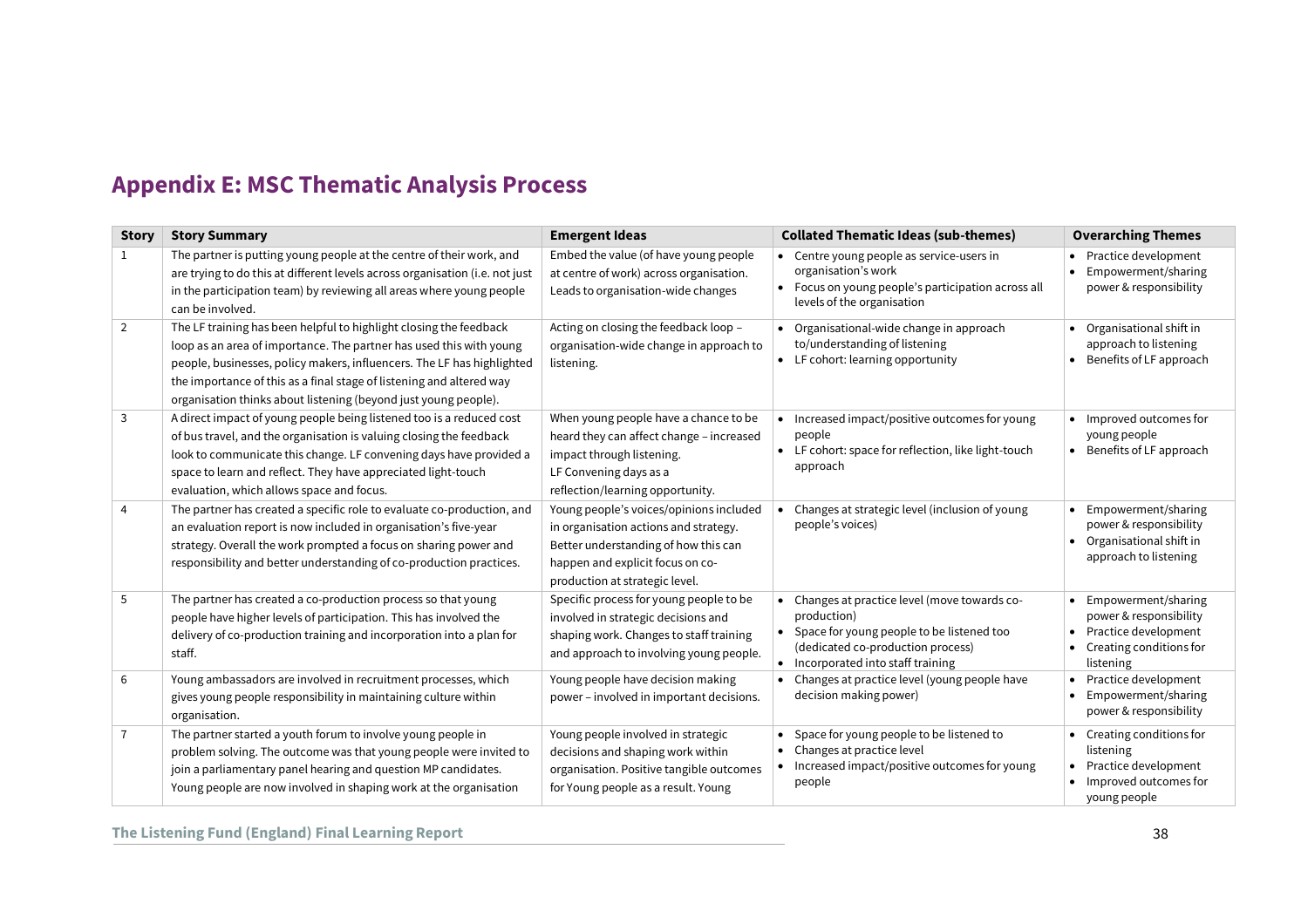## Appendix E: MSC Thematic Analysis Process

| Story | Story Summary | Emergent Ideas | Collated Thematic Ideas (sub-themes) | Overarching Themes |
|---|---|---|---|---|
| 1 | The partner is putting young people at the centre of their work, and are trying to do this at different levels across organisation (i.e. not just in the participation team) by reviewing all areas where young people can be involved. | Embed the value (of have young people at centre of work) across organisation. Leads to organisation-wide changes | • Centre young people as service-users in organisation's work<br>• Focus on young people's participation across all levels of the organisation | • Practice development<br>• Empowerment/sharing power & responsibility |
| 2 | The LF training has been helpful to highlight closing the feedback loop as an area of importance. The partner has used this with young people, businesses, policy makers, influencers. The LF has highlighted the importance of this as a final stage of listening and altered way organisation thinks about listening (beyond just young people). | Acting on closing the feedback loop – organisation-wide change in approach to listening. | • Organisational-wide change in approach to/understanding of listening<br>• LF cohort: learning opportunity | • Organisational shift in approach to listening<br>• Benefits of LF approach |
| 3 | A direct impact of young people being listened too is a reduced cost of bus travel, and the organisation is valuing closing the feedback look to communicate this change. LF convening days have provided a space to learn and reflect. They have appreciated light-touch evaluation, which allows space and focus. | When young people have a chance to be heard they can affect change – increased impact through listening.<br>LF Convening days as a reflection/learning opportunity. | • Increased impact/positive outcomes for young people<br>• LF cohort: space for reflection, like light-touch approach | • Improved outcomes for young people<br>• Benefits of LF approach |
| 4 | The partner has created a specific role to evaluate co-production, and an evaluation report is now included in organisation's five-year strategy. Overall the work prompted a focus on sharing power and responsibility and better understanding of co-production practices. | Young people's voices/opinions included in organisation actions and strategy. Better understanding of how this can happen and explicit focus on co-production at strategic level. | • Changes at strategic level (inclusion of young people's voices) | • Empowerment/sharing power & responsibility<br>• Organisational shift in approach to listening |
| 5 | The partner has created a co-production process so that young people have higher levels of participation. This has involved the delivery of co-production training and incorporation into a plan for staff. | Specific process for young people to be involved in strategic decisions and shaping work. Changes to staff training and approach to involving young people. | • Changes at practice level (move towards co-production)<br>• Space for young people to be listened too (dedicated co-production process)<br>• Incorporated into staff training | • Empowerment/sharing power & responsibility<br>• Practice development<br>• Creating conditions for listening |
| 6 | Young ambassadors are involved in recruitment processes, which gives young people responsibility in maintaining culture within organisation. | Young people have decision making power – involved in important decisions. | • Changes at practice level (young people have decision making power) | • Practice development<br>• Empowerment/sharing power & responsibility |
| 7 | The partner started a youth forum to involve young people in problem solving. The outcome was that young people were invited to join a parliamentary panel hearing and question MP candidates. Young people are now involved in shaping work at the organisation | Young people involved in strategic decisions and shaping work within organisation. Positive tangible outcomes for Young people as a result. Young | • Space for young people to be listened to<br>• Changes at practice level<br>• Increased impact/positive outcomes for young people | • Creating conditions for listening<br>• Practice development<br>• Improved outcomes for young people |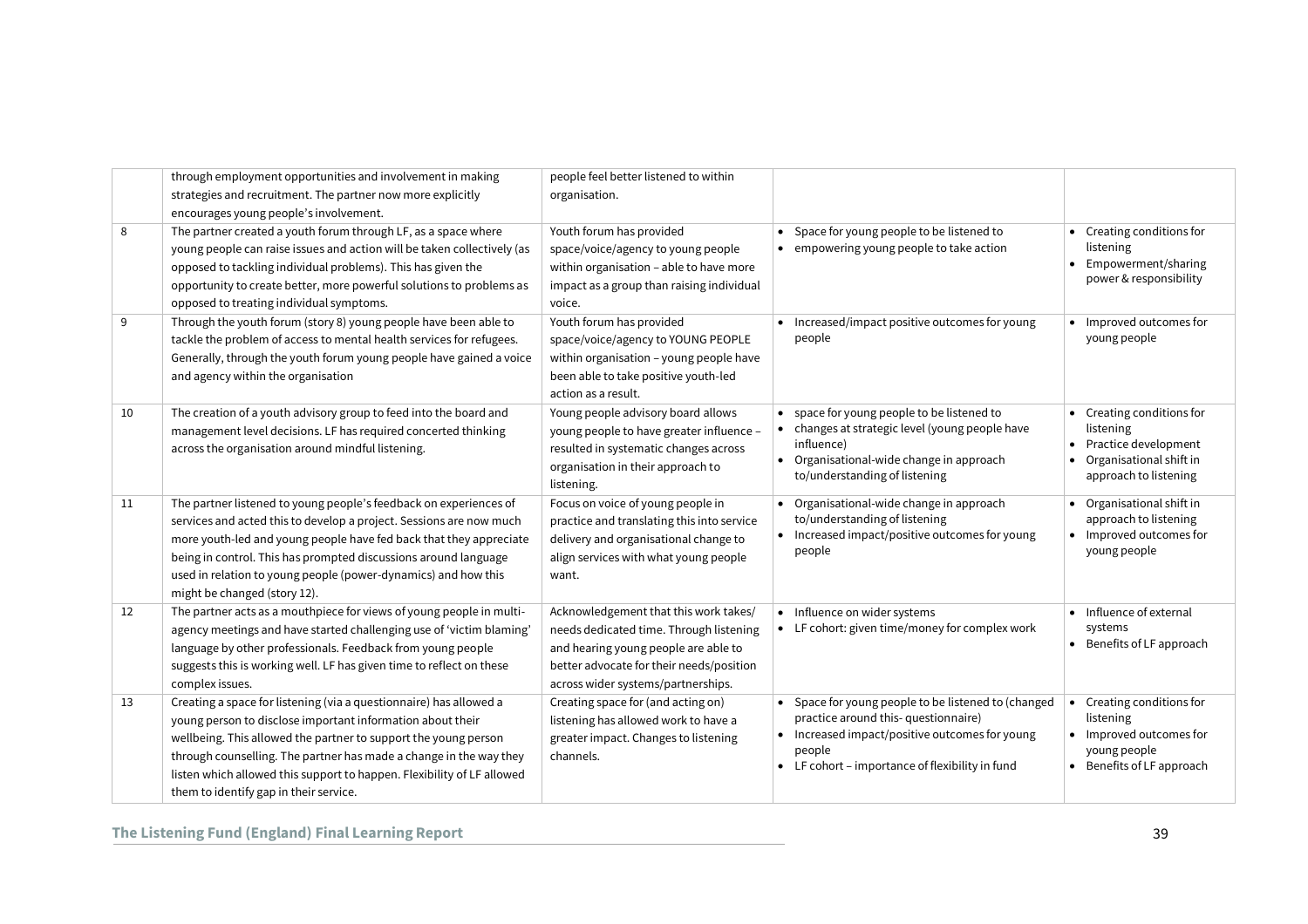| | | | | |
|---|---|---|---|---|
| | through employment opportunities and involvement in making strategies and recruitment. The partner now more explicitly encourages young people's involvement. | people feel better listened to within organisation. | | |
| 8 | The partner created a youth forum through LF, as a space where young people can raise issues and action will be taken collectively (as opposed to tackling individual problems). This has given the opportunity to create better, more powerful solutions to problems as opposed to treating individual symptoms. | Youth forum has provided space/voice/agency to young people within organisation – able to have more impact as a group than raising individual voice. | • Space for young people to be listened to<br>• empowering young people to take action | • Creating conditions for listening<br>• Empowerment/sharing power & responsibility |
| 9 | Through the youth forum (story 8) young people have been able to tackle the problem of access to mental health services for refugees. Generally, through the youth forum young people have gained a voice and agency within the organisation | Youth forum has provided space/voice/agency to YOUNG PEOPLE within organisation – young people have been able to take positive youth-led action as a result. | • Increased/impact positive outcomes for young people | • Improved outcomes for young people |
| 10 | The creation of a youth advisory group to feed into the board and management level decisions. LF has required concerted thinking across the organisation around mindful listening. | Young people advisory board allows young people to have greater influence – resulted in systematic changes across organisation in their approach to listening. | • space for young people to be listened to<br>• changes at strategic level (young people have influence)<br>• Organisational-wide change in approach to/understanding of listening | • Creating conditions for listening<br>• Practice development<br>• Organisational shift in approach to listening |
| 11 | The partner listened to young people's feedback on experiences of services and acted this to develop a project. Sessions are now much more youth-led and young people have fed back that they appreciate being in control. This has prompted discussions around language used in relation to young people (power-dynamics) and how this might be changed (story 12). | Focus on voice of young people in practice and translating this into service delivery and organisational change to align services with what young people want. | • Organisational-wide change in approach to/understanding of listening<br>• Increased impact/positive outcomes for young people | • Organisational shift in approach to listening<br>• Improved outcomes for young people |
| 12 | The partner acts as a mouthpiece for views of young people in multi-agency meetings and have started challenging use of 'victim blaming' language by other professionals. Feedback from young people suggests this is working well. LF has given time to reflect on these complex issues. | Acknowledgement that this work takes/ needs dedicated time. Through listening and hearing young people are able to better advocate for their needs/position across wider systems/partnerships. | • Influence on wider systems<br>• LF cohort: given time/money for complex work | • Influence of external systems<br>• Benefits of LF approach |
| 13 | Creating a space for listening (via a questionnaire) has allowed a young person to disclose important information about their wellbeing. This allowed the partner to support the young person through counselling. The partner has made a change in the way they listen which allowed this support to happen. Flexibility of LF allowed them to identify gap in their service. | Creating space for (and acting on) listening has allowed work to have a greater impact. Changes to listening channels. | • Space for young people to be listened to (changed practice around this- questionnaire)<br>• Increased impact/positive outcomes for young people<br>• LF cohort – importance of flexibility in fund | • Creating conditions for listening<br>• Improved outcomes for young people<br>• Benefits of LF approach |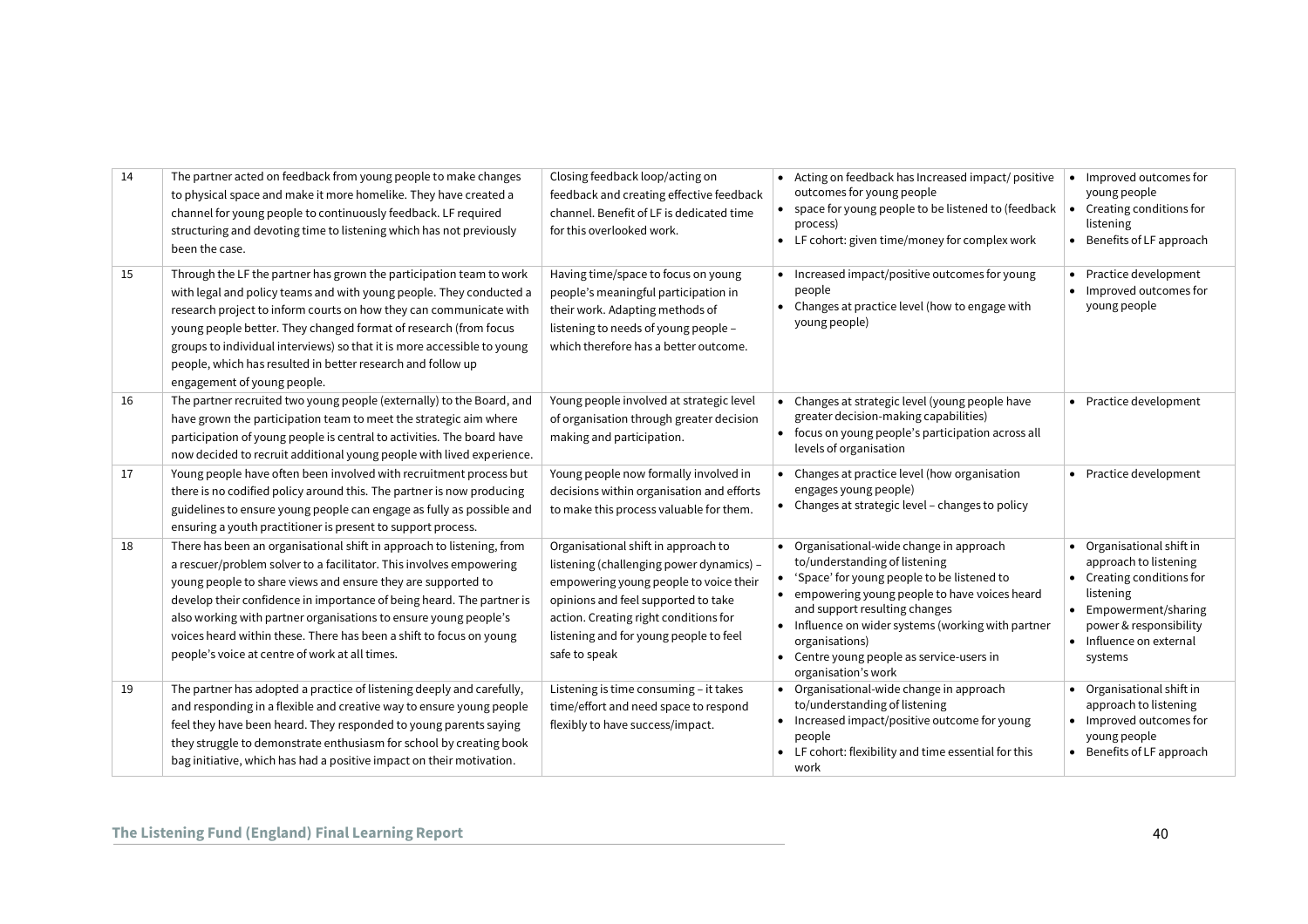| | | | | |
|---|---|---|---|---|
| 14 | The partner acted on feedback from young people to make changes to physical space and make it more homelike. They have created a channel for young people to continuously feedback. LF required structuring and devoting time to listening which has not previously been the case. | Closing feedback loop/acting on feedback and creating effective feedback channel. Benefit of LF is dedicated time for this overlooked work. | • Acting on feedback has Increased impact/ positive outcomes for young people<br>• space for young people to be listened to (feedback process)<br>• LF cohort: given time/money for complex work | • Improved outcomes for young people<br>• Creating conditions for listening<br>• Benefits of LF approach |
| 15 | Through the LF the partner has grown the participation team to work with legal and policy teams and with young people. They conducted a research project to inform courts on how they can communicate with young people better. They changed format of research (from focus groups to individual interviews) so that it is more accessible to young people, which has resulted in better research and follow up engagement of young people. | Having time/space to focus on young people's meaningful participation in their work. Adapting methods of listening to needs of young people – which therefore has a better outcome. | • Increased impact/positive outcomes for young people<br>• Changes at practice level (how to engage with young people) | • Practice development<br>• Improved outcomes for young people |
| 16 | The partner recruited two young people (externally) to the Board, and have grown the participation team to meet the strategic aim where participation of young people is central to activities. The board have now decided to recruit additional young people with lived experience. | Young people involved at strategic level of organisation through greater decision making and participation. | • Changes at strategic level (young people have greater decision-making capabilities)<br>• focus on young people's participation across all levels of organisation | • Practice development |
| 17 | Young people have often been involved with recruitment process but there is no codified policy around this. The partner is now producing guidelines to ensure young people can engage as fully as possible and ensuring a youth practitioner is present to support process. | Young people now formally involved in decisions within organisation and efforts to make this process valuable for them. | • Changes at practice level (how organisation engages young people)<br>• Changes at strategic level – changes to policy | • Practice development |
| 18 | There has been an organisational shift in approach to listening, from a rescuer/problem solver to a facilitator. This involves empowering young people to share views and ensure they are supported to develop their confidence in importance of being heard. The partner is also working with partner organisations to ensure young people's voices heard within these. There has been a shift to focus on young people's voice at centre of work at all times. | Organisational shift in approach to listening (challenging power dynamics) – empowering young people to voice their opinions and feel supported to take action. Creating right conditions for listening and for young people to feel safe to speak | • Organisational-wide change in approach to/understanding of listening<br>• 'Space' for young people to be listened to<br>• empowering young people to have voices heard and support resulting changes<br>• Influence on wider systems (working with partner organisations)<br>• Centre young people as service-users in organisation's work | • Organisational shift in approach to listening<br>• Creating conditions for listening<br>• Empowerment/sharing power & responsibility<br>• Influence on external systems |
| 19 | The partner has adopted a practice of listening deeply and carefully, and responding in a flexible and creative way to ensure young people feel they have been heard. They responded to young parents saying they struggle to demonstrate enthusiasm for school by creating book bag initiative, which has had a positive impact on their motivation. | Listening is time consuming – it takes time/effort and need space to respond flexibly to have success/impact. | • Organisational-wide change in approach to/understanding of listening<br>• Increased impact/positive outcome for young people<br>• LF cohort: flexibility and time essential for this work | • Organisational shift in approach to listening<br>• Improved outcomes for young people<br>• Benefits of LF approach |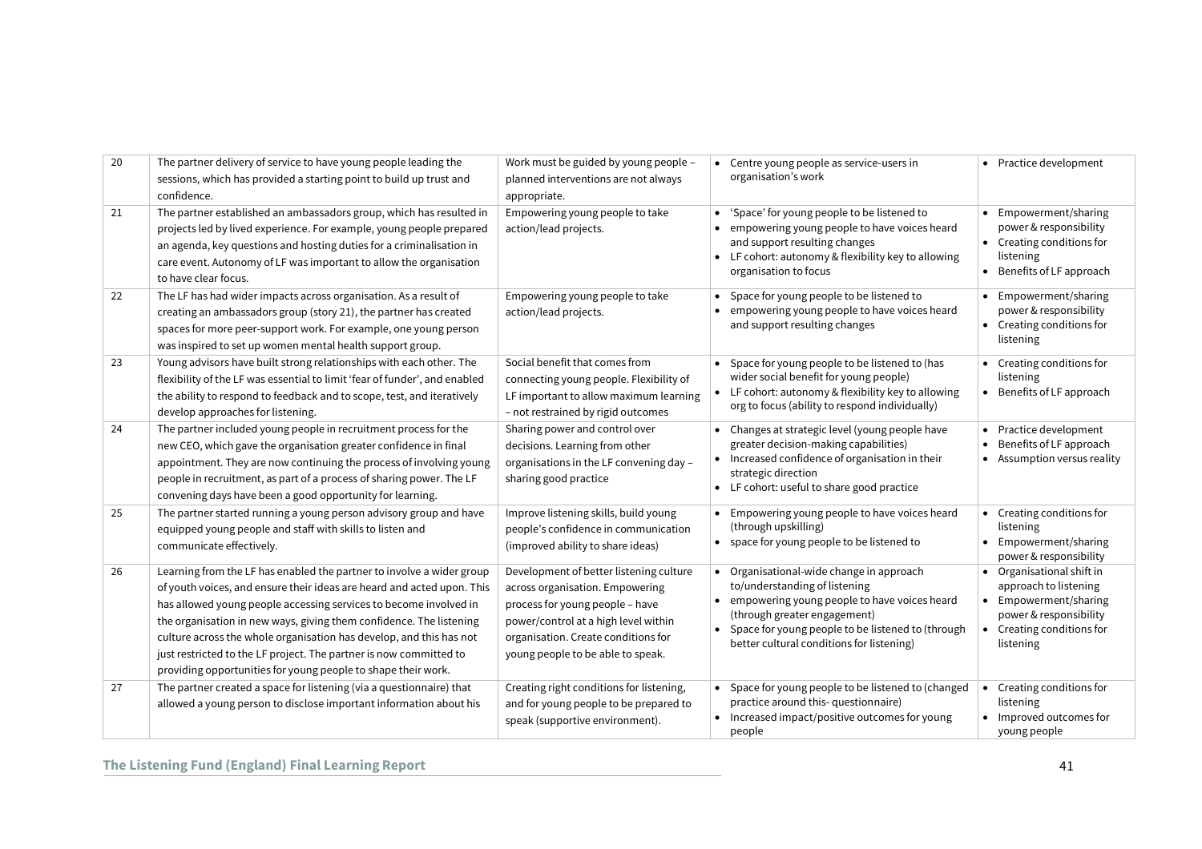| | | | | |
|---|---|---|---|---|
| 20 | The partner delivery of service to have young people leading the sessions, which has provided a starting point to build up trust and confidence. | Work must be guided by young people – planned interventions are not always appropriate. | • Centre young people as service-users in organisation's work | • Practice development |
| 21 | The partner established an ambassadors group, which has resulted in projects led by lived experience. For example, young people prepared an agenda, key questions and hosting duties for a criminalisation in care event. Autonomy of LF was important to allow the organisation to have clear focus. | Empowering young people to take action/lead projects. | • 'Space' for young people to be listened to<br>• empowering young people to have voices heard and support resulting changes<br>• LF cohort: autonomy & flexibility key to allowing organisation to focus | • Empowerment/sharing power & responsibility<br>• Creating conditions for listening<br>• Benefits of LF approach |
| 22 | The LF has had wider impacts across organisation. As a result of creating an ambassadors group (story 21), the partner has created spaces for more peer-support work. For example, one young person was inspired to set up women mental health support group. | Empowering young people to take action/lead projects. | • Space for young people to be listened to<br>• empowering young people to have voices heard and support resulting changes | • Empowerment/sharing power & responsibility<br>• Creating conditions for listening |
| 23 | Young advisors have built strong relationships with each other. The flexibility of the LF was essential to limit 'fear of funder', and enabled the ability to respond to feedback and to scope, test, and iteratively develop approaches for listening. | Social benefit that comes from connecting young people. Flexibility of LF important to allow maximum learning – not restrained by rigid outcomes | • Space for young people to be listened to (has wider social benefit for young people)<br>• LF cohort: autonomy & flexibility key to allowing org to focus (ability to respond individually) | • Creating conditions for listening<br>• Benefits of LF approach |
| 24 | The partner included young people in recruitment process for the new CEO, which gave the organisation greater confidence in final appointment. They are now continuing the process of involving young people in recruitment, as part of a process of sharing power. The LF convening days have been a good opportunity for learning. | Sharing power and control over decisions. Learning from other organisations in the LF convening day – sharing good practice | • Changes at strategic level (young people have greater decision-making capabilities)<br>• Increased confidence of organisation in their strategic direction<br>• LF cohort: useful to share good practice | • Practice development<br>• Benefits of LF approach<br>• Assumption versus reality |
| 25 | The partner started running a young person advisory group and have equipped young people and staff with skills to listen and communicate effectively. | Improve listening skills, build young people's confidence in communication (improved ability to share ideas) | • Empowering young people to have voices heard (through upskilling)<br>• space for young people to be listened to | • Creating conditions for listening<br>• Empowerment/sharing power & responsibility |
| 26 | Learning from the LF has enabled the partner to involve a wider group of youth voices, and ensure their ideas are heard and acted upon. This has allowed young people accessing services to become involved in the organisation in new ways, giving them confidence. The listening culture across the whole organisation has develop, and this has not just restricted to the LF project. The partner is now committed to providing opportunities for young people to shape their work. | Development of better listening culture across organisation. Empowering process for young people – have power/control at a high level within organisation. Create conditions for young people to be able to speak. | • Organisational-wide change in approach to/understanding of listening<br>• empowering young people to have voices heard (through greater engagement)<br>• Space for young people to be listened to (through better cultural conditions for listening) | • Organisational shift in approach to listening<br>• Empowerment/sharing power & responsibility<br>• Creating conditions for listening |
| 27 | The partner created a space for listening (via a questionnaire) that allowed a young person to disclose important information about his | Creating right conditions for listening, and for young people to be prepared to speak (supportive environment). | • Space for young people to be listened to (changed practice around this- questionnaire)<br>• Increased impact/positive outcomes for young people | • Creating conditions for listening<br>• Improved outcomes for young people |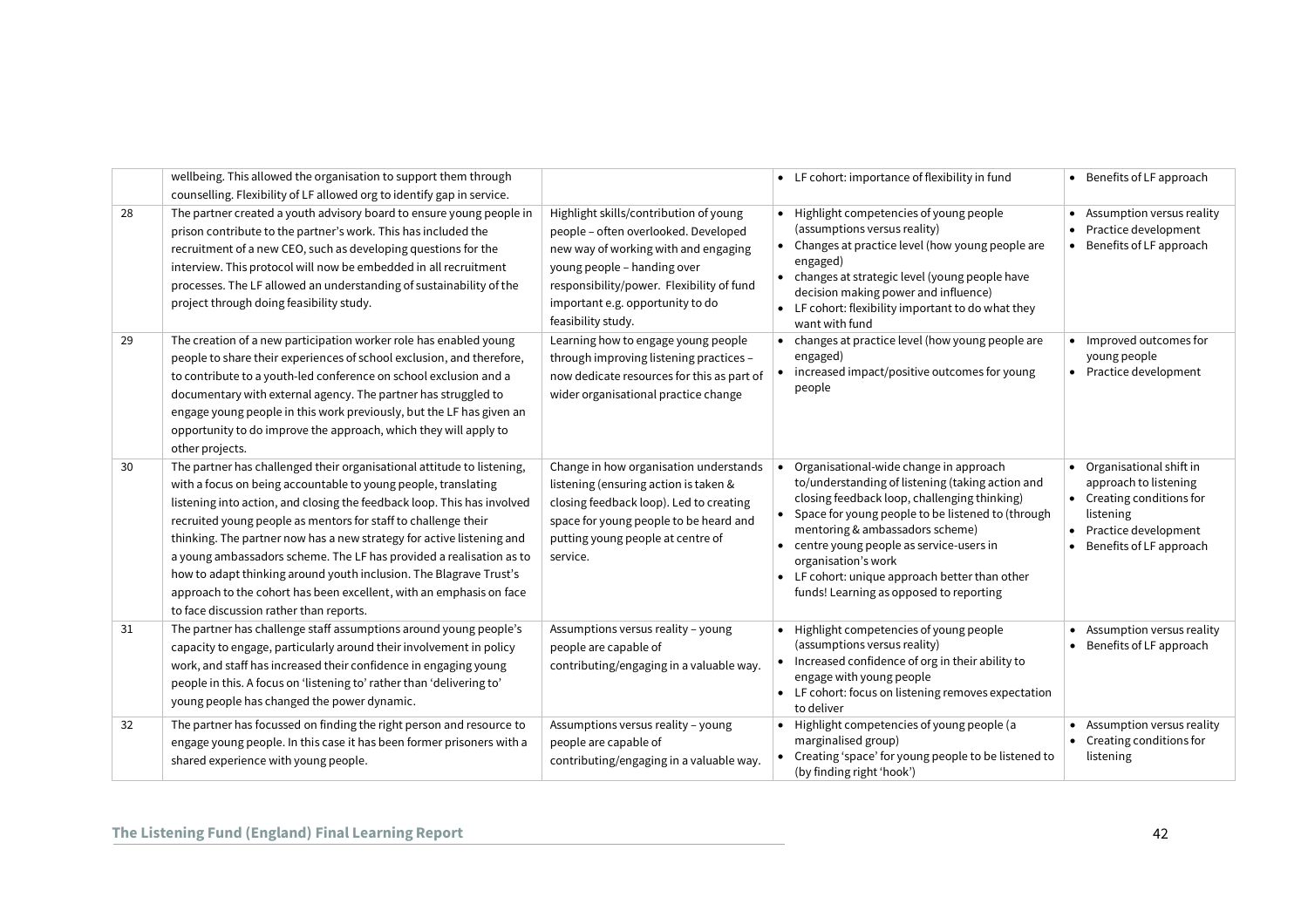| | | | | |
|---|---|---|---|---|
| | wellbeing. This allowed the organisation to support them through counselling. Flexibility of LF allowed org to identify gap in service. | | • LF cohort: importance of flexibility in fund | • Benefits of LF approach |
| 28 | The partner created a youth advisory board to ensure young people in prison contribute to the partner's work. This has included the recruitment of a new CEO, such as developing questions for the interview. This protocol will now be embedded in all recruitment processes. The LF allowed an understanding of sustainability of the project through doing feasibility study. | Highlight skills/contribution of young people – often overlooked. Developed new way of working with and engaging young people – handing over responsibility/power. Flexibility of fund important e.g. opportunity to do feasibility study. | • Highlight competencies of young people (assumptions versus reality)<br>• Changes at practice level (how young people are engaged)<br>• changes at strategic level (young people have decision making power and influence)<br>• LF cohort: flexibility important to do what they want with fund | • Assumption versus reality<br>• Practice development<br>• Benefits of LF approach |
| 29 | The creation of a new participation worker role has enabled young people to share their experiences of school exclusion, and therefore, to contribute to a youth-led conference on school exclusion and a documentary with external agency. The partner has struggled to engage young people in this work previously, but the LF has given an opportunity to do improve the approach, which they will apply to other projects. | Learning how to engage young people through improving listening practices – now dedicate resources for this as part of wider organisational practice change | • changes at practice level (how young people are engaged)<br>• increased impact/positive outcomes for young people | • Improved outcomes for young people<br>• Practice development |
| 30 | The partner has challenged their organisational attitude to listening, with a focus on being accountable to young people, translating listening into action, and closing the feedback loop. This has involved recruited young people as mentors for staff to challenge their thinking. The partner now has a new strategy for active listening and a young ambassadors scheme. The LF has provided a realisation as to how to adapt thinking around youth inclusion. The Blagrave Trust's approach to the cohort has been excellent, with an emphasis on face to face discussion rather than reports. | Change in how organisation understands listening (ensuring action is taken & closing feedback loop). Led to creating space for young people to be heard and putting young people at centre of service. | • Organisational-wide change in approach to/understanding of listening (taking action and closing feedback loop, challenging thinking)<br>• Space for young people to be listened to (through mentoring & ambassadors scheme)<br>• centre young people as service-users in organisation's work<br>• LF cohort: unique approach better than other funds! Learning as opposed to reporting | • Organisational shift in approach to listening<br>• Creating conditions for listening<br>• Practice development<br>• Benefits of LF approach |
| 31 | The partner has challenge staff assumptions around young people's capacity to engage, particularly around their involvement in policy work, and staff has increased their confidence in engaging young people in this. A focus on 'listening to' rather than 'delivering to' young people has changed the power dynamic. | Assumptions versus reality – young people are capable of contributing/engaging in a valuable way. | • Highlight competencies of young people (assumptions versus reality)<br>• Increased confidence of org in their ability to engage with young people<br>• LF cohort: focus on listening removes expectation to deliver | • Assumption versus reality<br>• Benefits of LF approach |
| 32 | The partner has focussed on finding the right person and resource to engage young people. In this case it has been former prisoners with a shared experience with young people. | Assumptions versus reality – young people are capable of contributing/engaging in a valuable way. | • Highlight competencies of young people (a marginalised group)<br>• Creating 'space' for young people to be listened to (by finding right 'hook') | • Assumption versus reality<br>• Creating conditions for listening |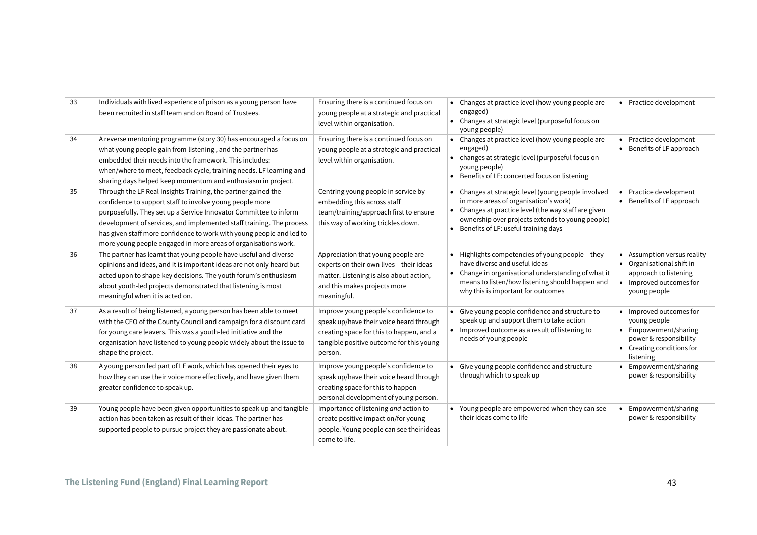| | | | | |
|---|---|---|---|---|
| 33 | Individuals with lived experience of prison as a young person have been recruited in staff team and on Board of Trustees. | Ensuring there is a continued focus on young people at a strategic and practical level within organisation. | • Changes at practice level (how young people are engaged)<br>• Changes at strategic level (purposeful focus on young people) | • Practice development |
| 34 | A reverse mentoring programme (story 30) has encouraged a focus on what young people gain from listening , and the partner has embedded their needs into the framework. This includes: when/where to meet, feedback cycle, training needs. LF learning and sharing days helped keep momentum and enthusiasm in project. | Ensuring there is a continued focus on young people at a strategic and practical level within organisation. | • Changes at practice level (how young people are engaged)<br>• changes at strategic level (purposeful focus on young people)<br>• Benefits of LF: concerted focus on listening | • Practice development<br>• Benefits of LF approach |
| 35 | Through the LF Real Insights Training, the partner gained the confidence to support staff to involve young people more purposefully. They set up a Service Innovator Committee to inform development of services, and implemented staff training. The process has given staff more confidence to work with young people and led to more young people engaged in more areas of organisations work. | Centring young people in service by embedding this across staff team/training/approach first to ensure this way of working trickles down. | • Changes at strategic level (young people involved in more areas of organisation's work)<br>• Changes at practice level (the way staff are given ownership over projects extends to young people)<br>• Benefits of LF: useful training days | • Practice development<br>• Benefits of LF approach |
| 36 | The partner has learnt that young people have useful and diverse opinions and ideas, and it is important ideas are not only heard but acted upon to shape key decisions. The youth forum's enthusiasm about youth-led projects demonstrated that listening is most meaningful when it is acted on. | Appreciation that young people are experts on their own lives – their ideas matter. Listening is also about action, and this makes projects more meaningful. | • Highlights competencies of young people – they have diverse and useful ideas<br>• Change in organisational understanding of what it means to listen/how listening should happen and why this is important for outcomes | • Assumption versus reality<br>• Organisational shift in approach to listening<br>• Improved outcomes for young people |
| 37 | As a result of being listened, a young person has been able to meet with the CEO of the County Council and campaign for a discount card for young care leavers. This was a youth-led initiative and the organisation have listened to young people widely about the issue to shape the project. | Improve young people's confidence to speak up/have their voice heard through creating space for this to happen, and a tangible positive outcome for this young person. | • Give young people confidence and structure to speak up and support them to take action<br>• Improved outcome as a result of listening to needs of young people | • Improved outcomes for young people<br>• Empowerment/sharing power & responsibility<br>• Creating conditions for listening |
| 38 | A young person led part of LF work, which has opened their eyes to how they can use their voice more effectively, and have given them greater confidence to speak up. | Improve young people's confidence to speak up/have their voice heard through creating space for this to happen – personal development of young person. | • Give young people confidence and structure through which to speak up | • Empowerment/sharing power & responsibility |
| 39 | Young people have been given opportunities to speak up and tangible action has been taken as result of their ideas. The partner has supported people to pursue project they are passionate about. | Importance of listening *and* action to create positive impact on/for young people. Young people can see their ideas come to life. | • Young people are empowered when they can see their ideas come to life | • Empowerment/sharing power & responsibility |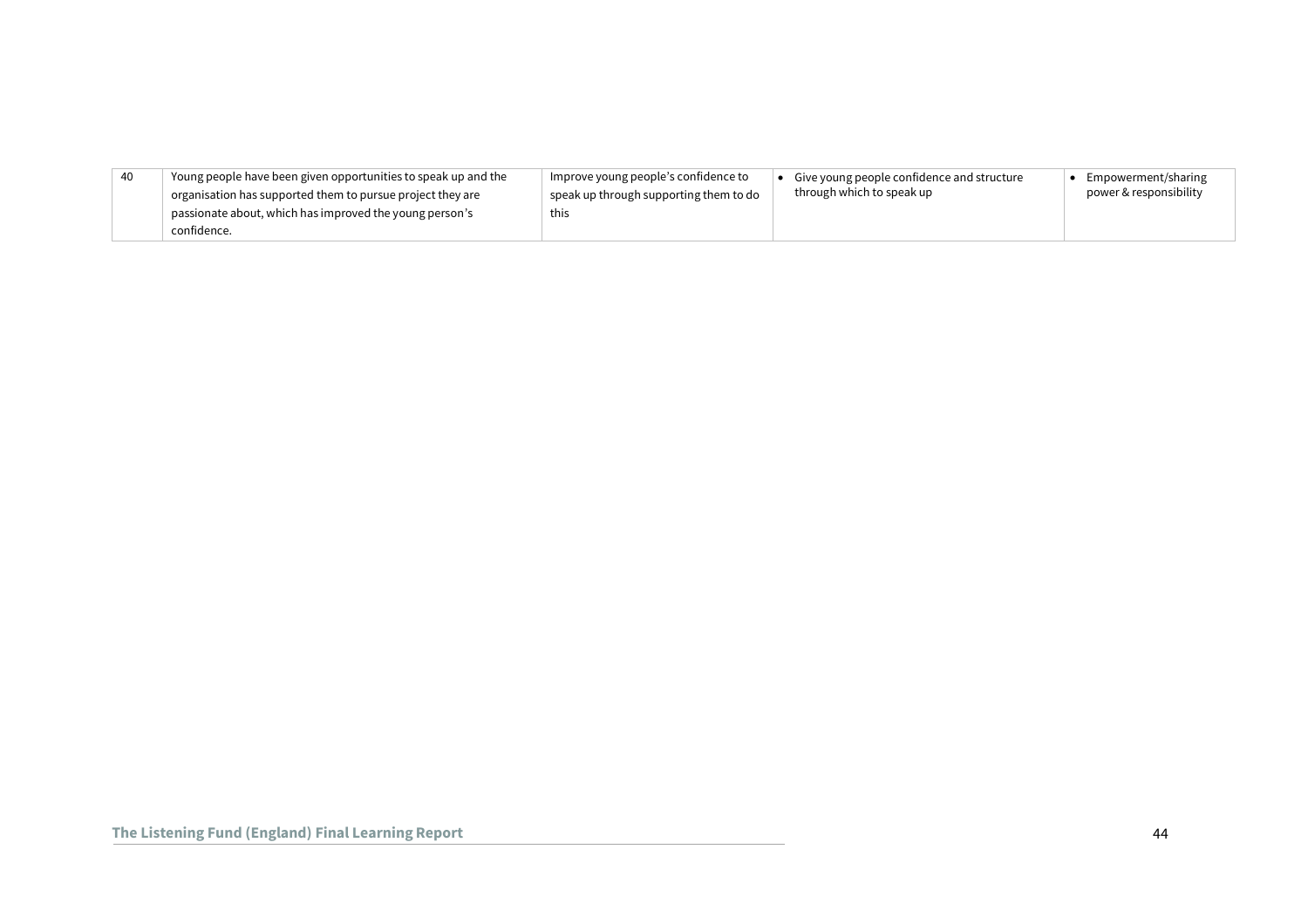| | | | | |
|---|---|---|---|---|
| 40 | Young people have been given opportunities to speak up and the organisation has supported them to pursue project they are passionate about, which has improved the young person's confidence. | Improve young people's confidence to speak up through supporting them to do this | • Give young people confidence and structure through which to speak up | • Empowerment/sharing power & responsibility |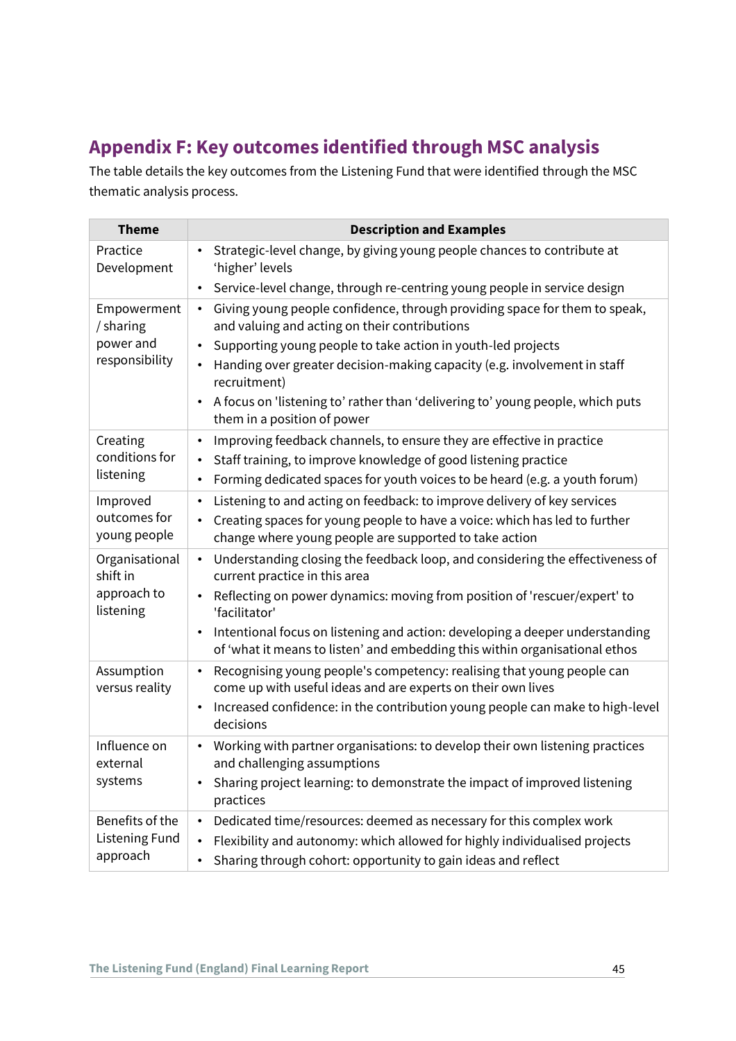## Appendix F: Key outcomes identified through MSC analysis

The table details the key outcomes from the Listening Fund that were identified through the MSC thematic analysis process.

| Theme | Description and Examples |
|---|---|
| Practice Development | • Strategic-level change, by giving young people chances to contribute at 'higher' levels<br>• Service-level change, through re-centring young people in service design |
| Empowerment / sharing power and responsibility | • Giving young people confidence, through providing space for them to speak, and valuing and acting on their contributions<br>• Supporting young people to take action in youth-led projects<br>• Handing over greater decision-making capacity (e.g. involvement in staff recruitment)<br>• A focus on 'listening to' rather than 'delivering to' young people, which puts them in a position of power |
| Creating conditions for listening | • Improving feedback channels, to ensure they are effective in practice<br>• Staff training, to improve knowledge of good listening practice<br>• Forming dedicated spaces for youth voices to be heard (e.g. a youth forum) |
| Improved outcomes for young people | • Listening to and acting on feedback: to improve delivery of key services<br>• Creating spaces for young people to have a voice: which has led to further change where young people are supported to take action |
| Organisational shift in approach to listening | • Understanding closing the feedback loop, and considering the effectiveness of current practice in this area<br>• Reflecting on power dynamics: moving from position of 'rescuer/expert' to 'facilitator'<br>• Intentional focus on listening and action: developing a deeper understanding of 'what it means to listen' and embedding this within organisational ethos |
| Assumption versus reality | • Recognising young people's competency: realising that young people can come up with useful ideas and are experts on their own lives<br>• Increased confidence: in the contribution young people can make to high-level decisions |
| Influence on external systems | • Working with partner organisations: to develop their own listening practices and challenging assumptions<br>• Sharing project learning: to demonstrate the impact of improved listening practices |
| Benefits of the Listening Fund approach | • Dedicated time/resources: deemed as necessary for this complex work<br>• Flexibility and autonomy: which allowed for highly individualised projects<br>• Sharing through cohort: opportunity to gain ideas and reflect |